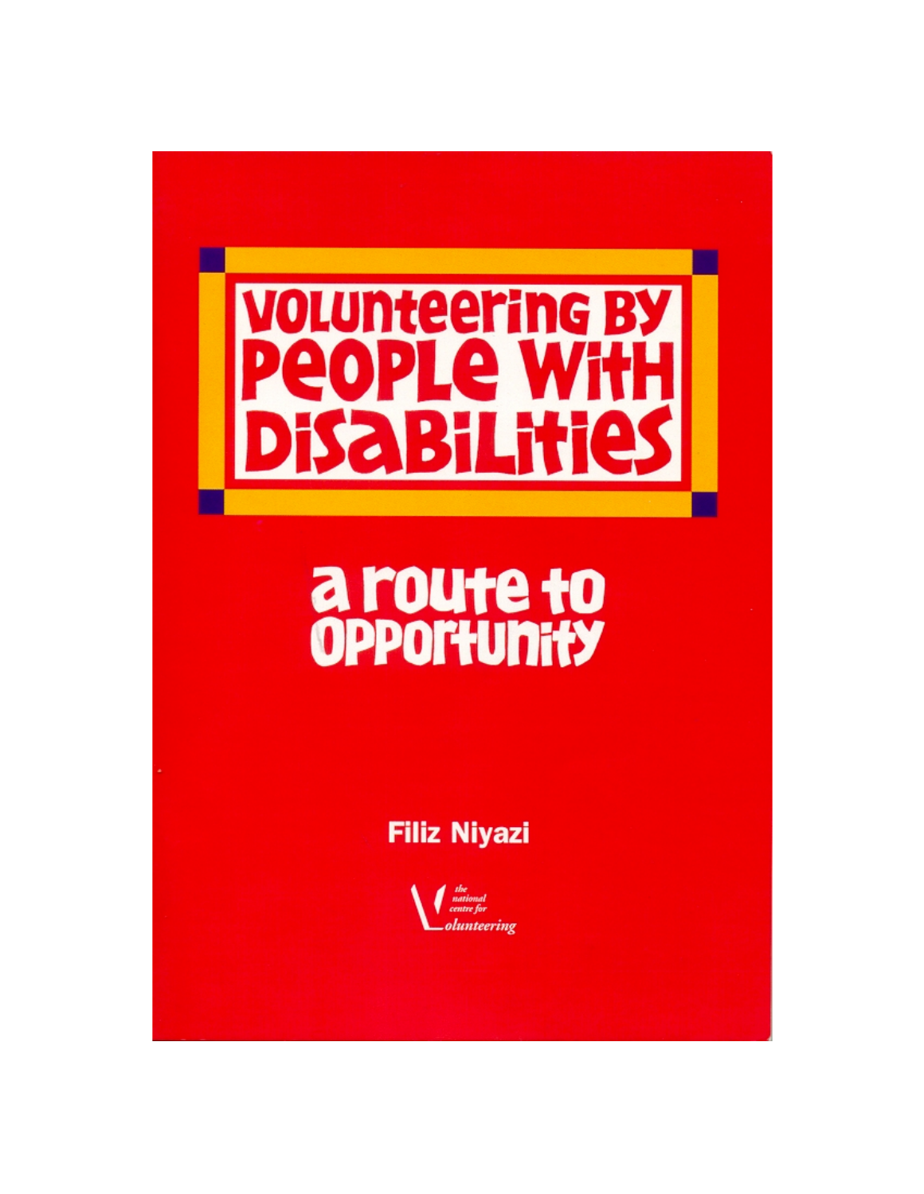# Volunteering by People with Disabilities

## a route to opportunity

**Filiz Niyazi**

*the national centre for Volunteering*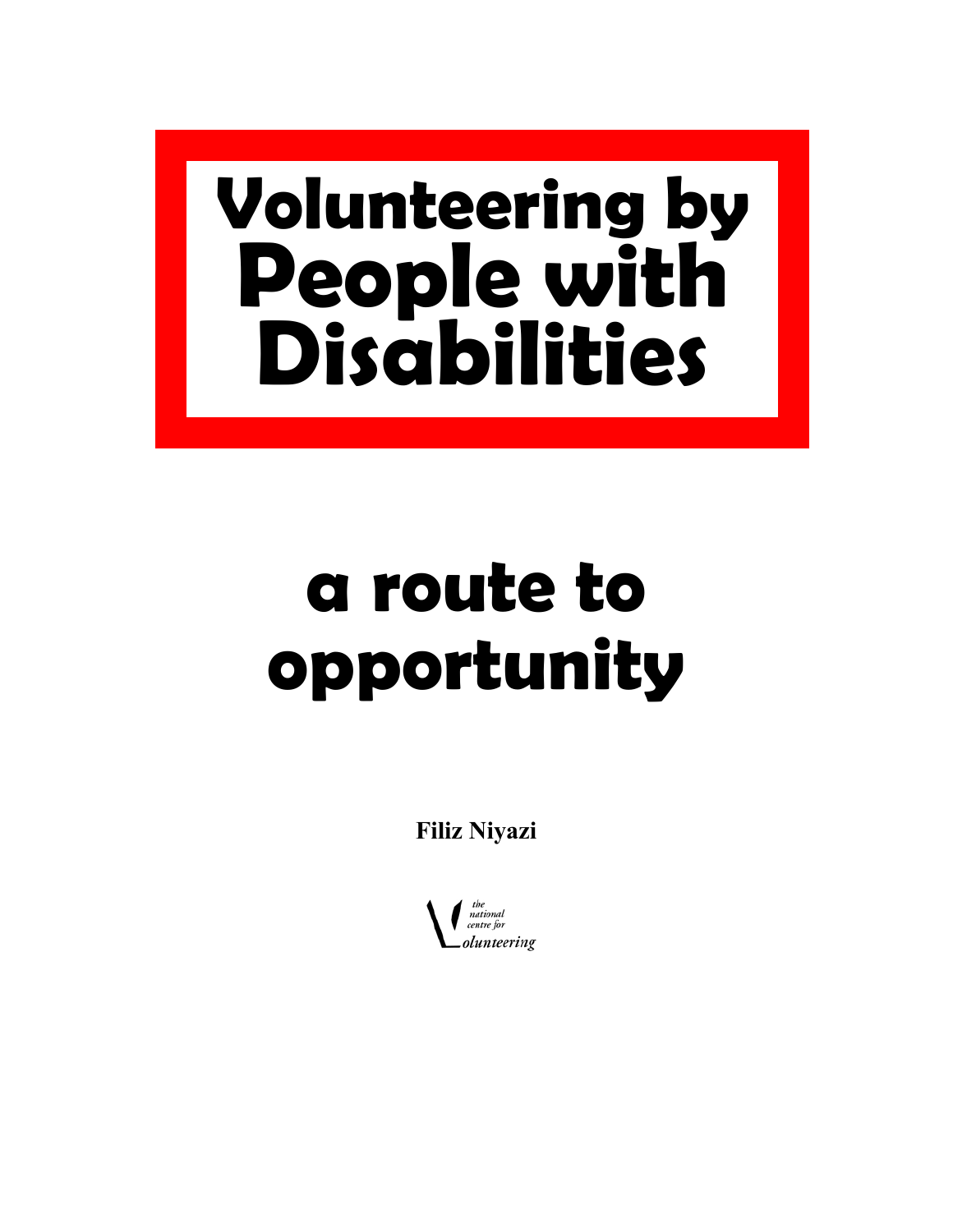# Volunteering by People with Disabilities

## a route to opportunity

**Filiz Niyazi**

the national centre for Volunteering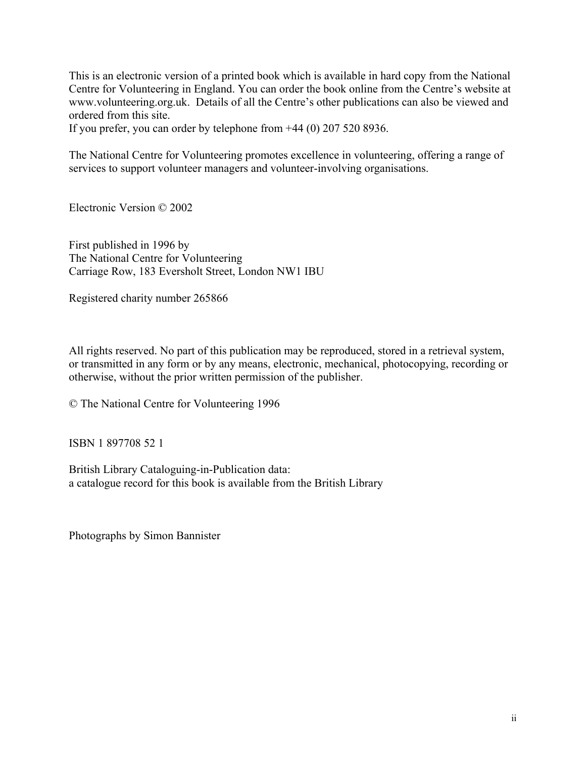This is an electronic version of a printed book which is available in hard copy from the National Centre for Volunteering in England. You can order the book online from the Centre's website at www.volunteering.org.uk. Details of all the Centre's other publications can also be viewed and ordered from this site.
If you prefer, you can order by telephone from +44 (0) 207 520 8936.

The National Centre for Volunteering promotes excellence in volunteering, offering a range of services to support volunteer managers and volunteer-involving organisations.

Electronic Version © 2002

First published in 1996 by
The National Centre for Volunteering
Carriage Row, 183 Eversholt Street, London NW1 IBU

Registered charity number 265866

All rights reserved. No part of this publication may be reproduced, stored in a retrieval system, or transmitted in any form or by any means, electronic, mechanical, photocopying, recording or otherwise, without the prior written permission of the publisher.

© The National Centre for Volunteering 1996

ISBN 1 897708 52 1

British Library Cataloguing-in-Publication data:
a catalogue record for this book is available from the British Library

Photographs by Simon Bannister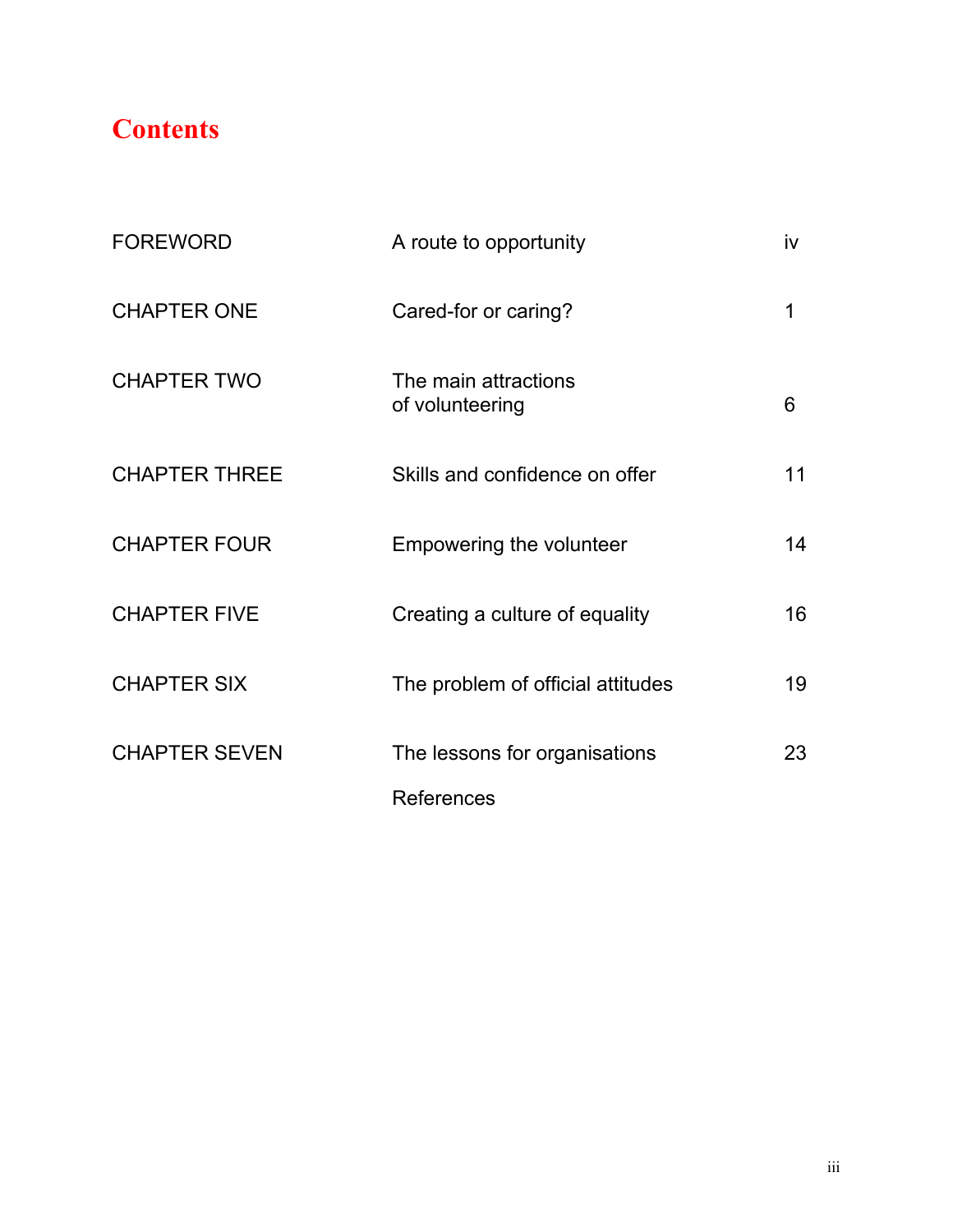# Contents

| | | |
|---|---|---|
| FOREWORD | A route to opportunity | iv |
| CHAPTER ONE | Cared-for or caring? | 1 |
| CHAPTER TWO | The main attractions of volunteering | 6 |
| CHAPTER THREE | Skills and confidence on offer | 11 |
| CHAPTER FOUR | Empowering the volunteer | 14 |
| CHAPTER FIVE | Creating a culture of equality | 16 |
| CHAPTER SIX | The problem of official attitudes | 19 |
| CHAPTER SEVEN | The lessons for organisations | 23 |
| | References | |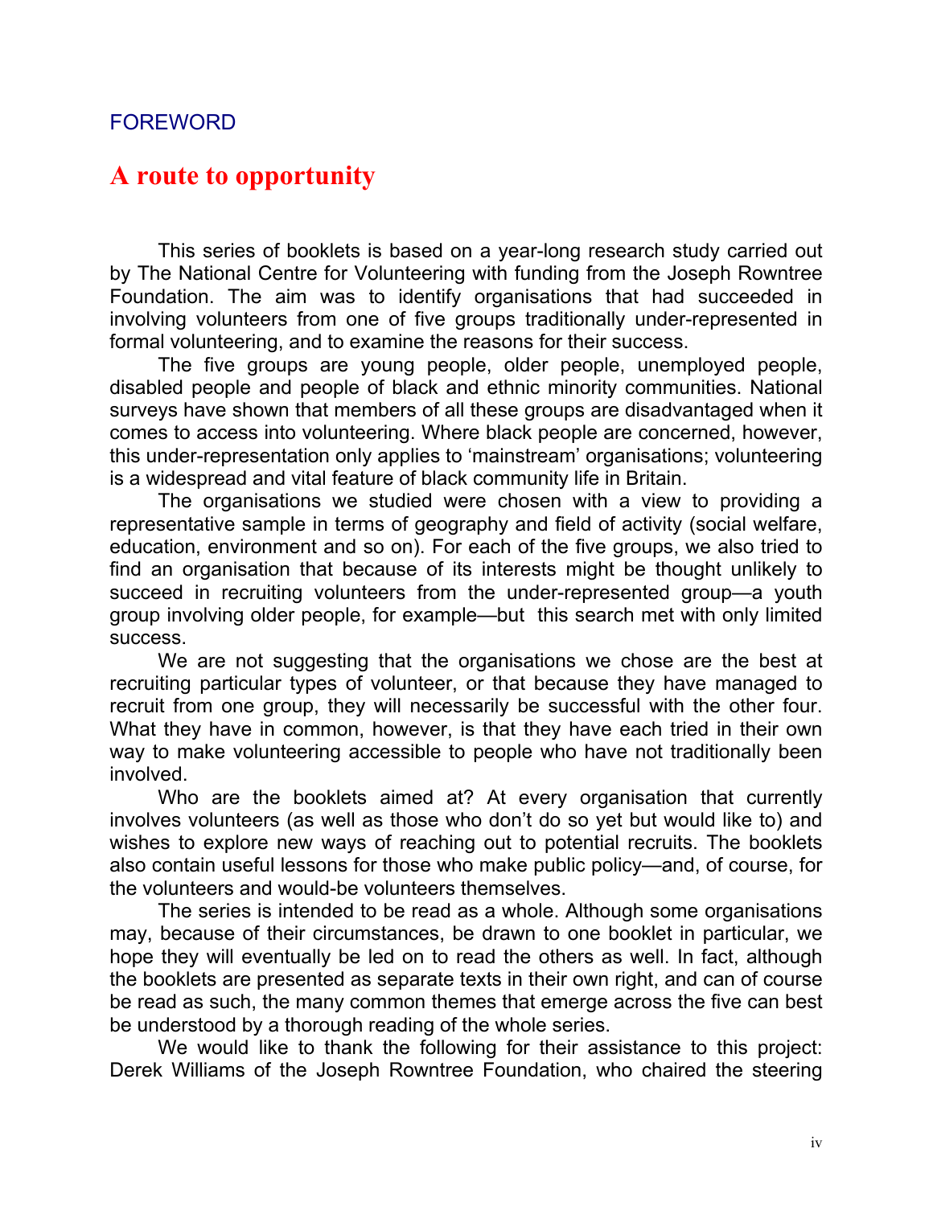FOREWORD

# A route to opportunity

This series of booklets is based on a year-long research study carried out by The National Centre for Volunteering with funding from the Joseph Rowntree Foundation. The aim was to identify organisations that had succeeded in involving volunteers from one of five groups traditionally under-represented in formal volunteering, and to examine the reasons for their success.

The five groups are young people, older people, unemployed people, disabled people and people of black and ethnic minority communities. National surveys have shown that members of all these groups are disadvantaged when it comes to access into volunteering. Where black people are concerned, however, this under-representation only applies to 'mainstream' organisations; volunteering is a widespread and vital feature of black community life in Britain.

The organisations we studied were chosen with a view to providing a representative sample in terms of geography and field of activity (social welfare, education, environment and so on). For each of the five groups, we also tried to find an organisation that because of its interests might be thought unlikely to succeed in recruiting volunteers from the under-represented group—a youth group involving older people, for example—but this search met with only limited success.

We are not suggesting that the organisations we chose are the best at recruiting particular types of volunteer, or that because they have managed to recruit from one group, they will necessarily be successful with the other four. What they have in common, however, is that they have each tried in their own way to make volunteering accessible to people who have not traditionally been involved.

Who are the booklets aimed at? At every organisation that currently involves volunteers (as well as those who don't do so yet but would like to) and wishes to explore new ways of reaching out to potential recruits. The booklets also contain useful lessons for those who make public policy—and, of course, for the volunteers and would-be volunteers themselves.

The series is intended to be read as a whole. Although some organisations may, because of their circumstances, be drawn to one booklet in particular, we hope they will eventually be led on to read the others as well. In fact, although the booklets are presented as separate texts in their own right, and can of course be read as such, the many common themes that emerge across the five can best be understood by a thorough reading of the whole series.

We would like to thank the following for their assistance to this project: Derek Williams of the Joseph Rowntree Foundation, who chaired the steering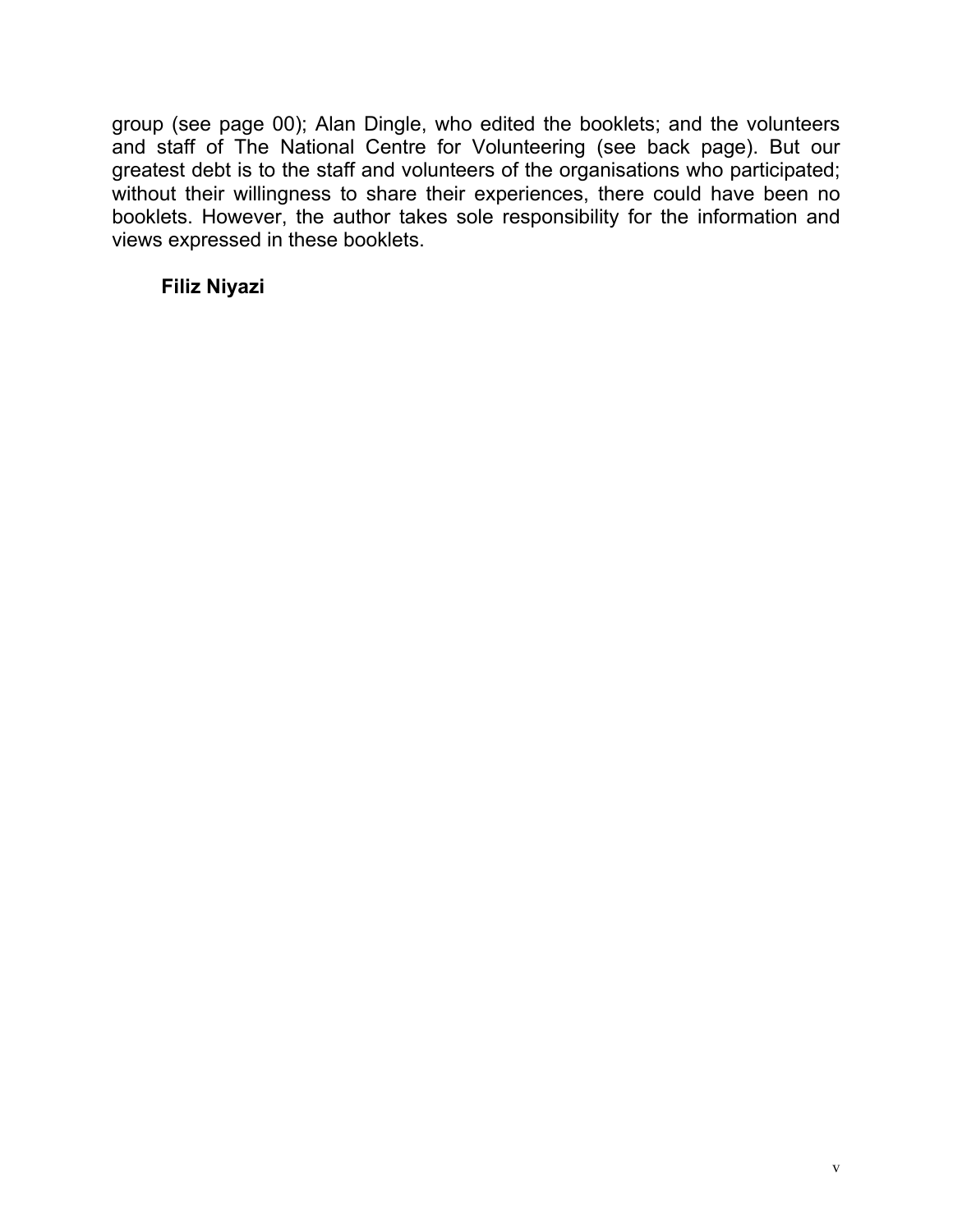group (see page 00); Alan Dingle, who edited the booklets; and the volunteers and staff of The National Centre for Volunteering (see back page). But our greatest debt is to the staff and volunteers of the organisations who participated; without their willingness to share their experiences, there could have been no booklets. However, the author takes sole responsibility for the information and views expressed in these booklets.

**Filiz Niyazi**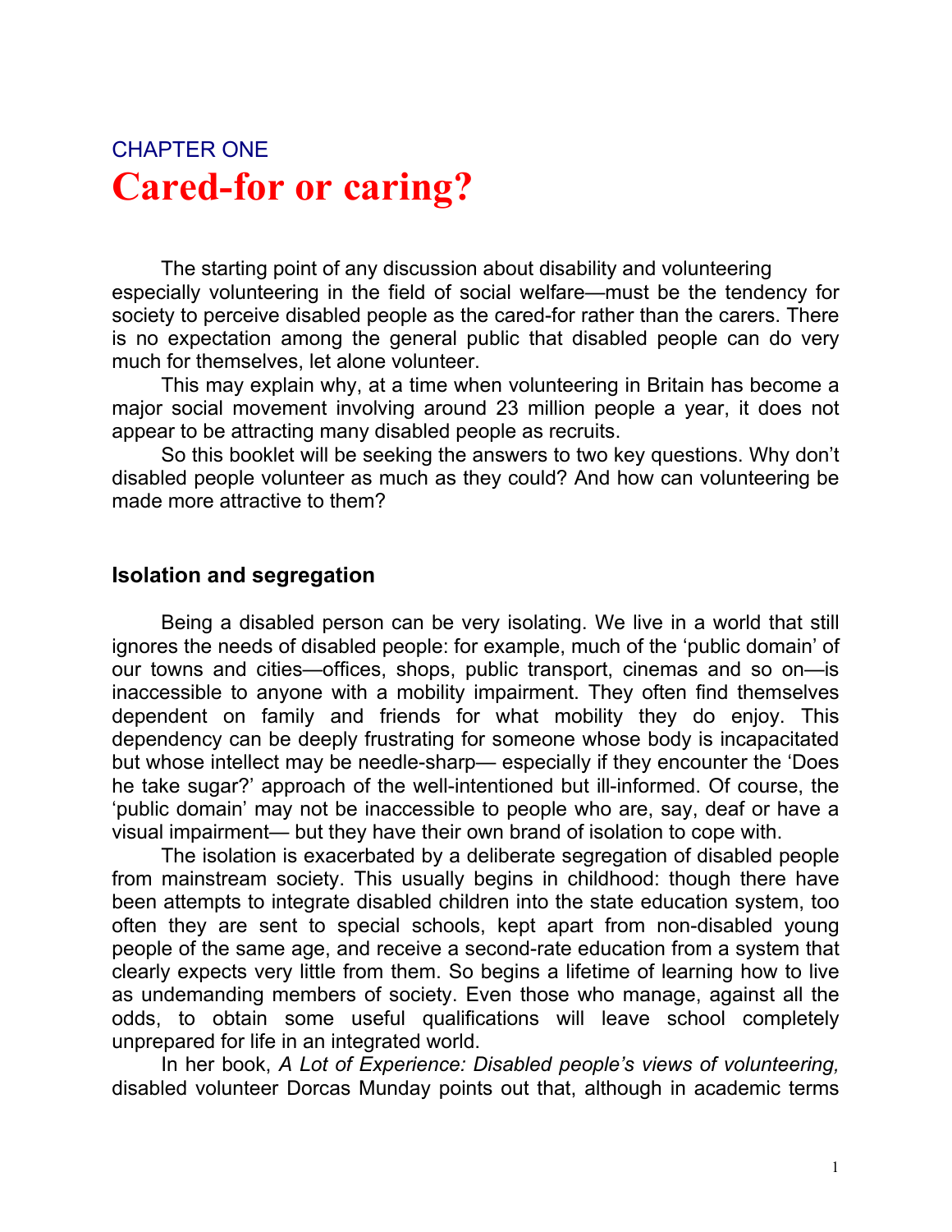## CHAPTER ONE

# Cared-for or caring?

The starting point of any discussion about disability and volunteering especially volunteering in the field of social welfare—must be the tendency for society to perceive disabled people as the cared-for rather than the carers. There is no expectation among the general public that disabled people can do very much for themselves, let alone volunteer.

This may explain why, at a time when volunteering in Britain has become a major social movement involving around 23 million people a year, it does not appear to be attracting many disabled people as recruits.

So this booklet will be seeking the answers to two key questions. Why don't disabled people volunteer as much as they could? And how can volunteering be made more attractive to them?

### Isolation and segregation

Being a disabled person can be very isolating. We live in a world that still ignores the needs of disabled people: for example, much of the 'public domain' of our towns and cities—offices, shops, public transport, cinemas and so on—is inaccessible to anyone with a mobility impairment. They often find themselves dependent on family and friends for what mobility they do enjoy. This dependency can be deeply frustrating for someone whose body is incapacitated but whose intellect may be needle-sharp— especially if they encounter the 'Does he take sugar?' approach of the well-intentioned but ill-informed. Of course, the 'public domain' may not be inaccessible to people who are, say, deaf or have a visual impairment— but they have their own brand of isolation to cope with.

The isolation is exacerbated by a deliberate segregation of disabled people from mainstream society. This usually begins in childhood: though there have been attempts to integrate disabled children into the state education system, too often they are sent to special schools, kept apart from non-disabled young people of the same age, and receive a second-rate education from a system that clearly expects very little from them. So begins a lifetime of learning how to live as undemanding members of society. Even those who manage, against all the odds, to obtain some useful qualifications will leave school completely unprepared for life in an integrated world.

In her book, *A Lot of Experience: Disabled people's views of volunteering,* disabled volunteer Dorcas Munday points out that, although in academic terms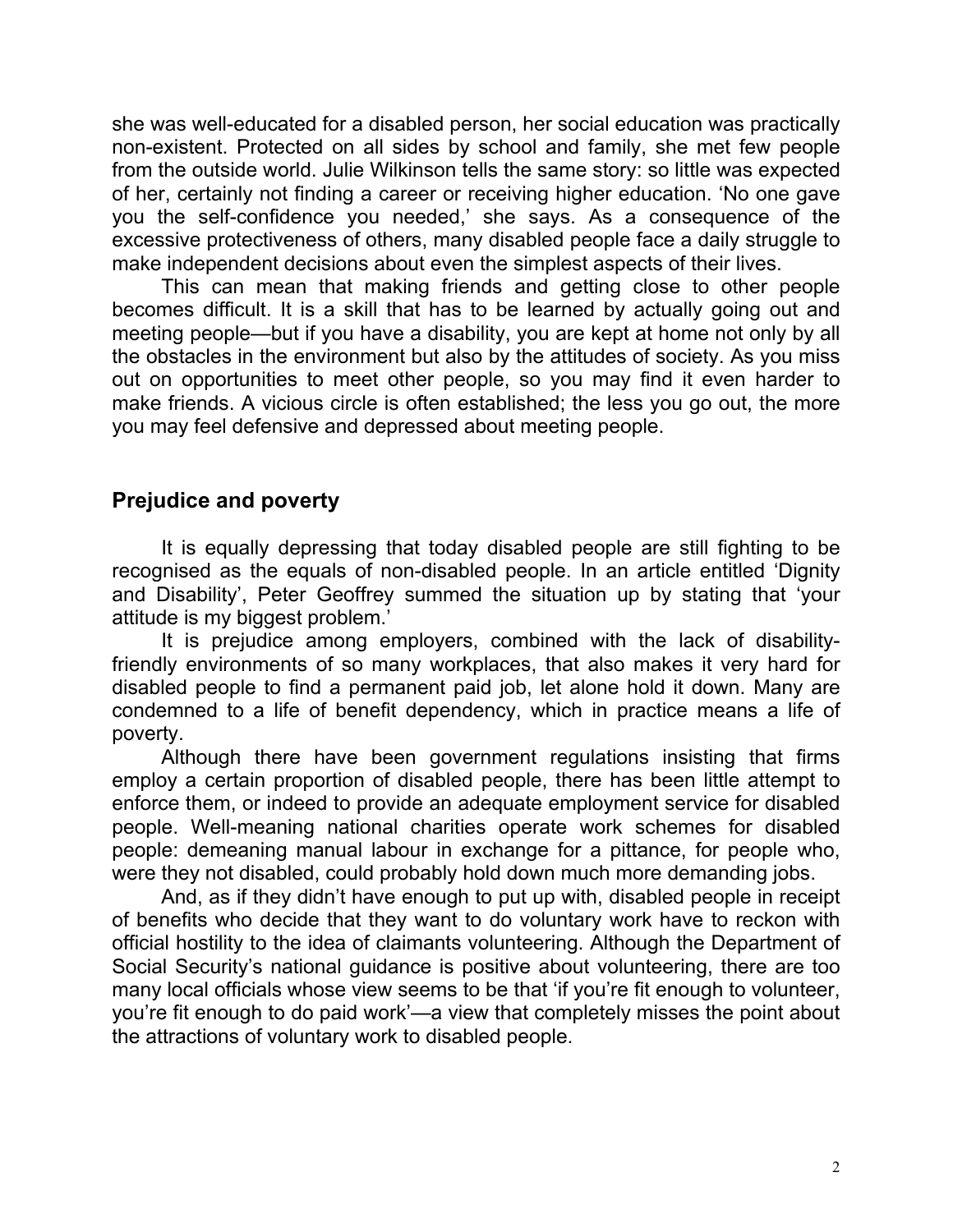she was well-educated for a disabled person, her social education was practically non-existent. Protected on all sides by school and family, she met few people from the outside world. Julie Wilkinson tells the same story: so little was expected of her, certainly not finding a career or receiving higher education. 'No one gave you the self-confidence you needed,' she says. As a consequence of the excessive protectiveness of others, many disabled people face a daily struggle to make independent decisions about even the simplest aspects of their lives.

This can mean that making friends and getting close to other people becomes difficult. It is a skill that has to be learned by actually going out and meeting people—but if you have a disability, you are kept at home not only by all the obstacles in the environment but also by the attitudes of society. As you miss out on opportunities to meet other people, so you may find it even harder to make friends. A vicious circle is often established; the less you go out, the more you may feel defensive and depressed about meeting people.

## Prejudice and poverty

It is equally depressing that today disabled people are still fighting to be recognised as the equals of non-disabled people. In an article entitled 'Dignity and Disability', Peter Geoffrey summed the situation up by stating that 'your attitude is my biggest problem.'

It is prejudice among employers, combined with the lack of disability-friendly environments of so many workplaces, that also makes it very hard for disabled people to find a permanent paid job, let alone hold it down. Many are condemned to a life of benefit dependency, which in practice means a life of poverty.

Although there have been government regulations insisting that firms employ a certain proportion of disabled people, there has been little attempt to enforce them, or indeed to provide an adequate employment service for disabled people. Well-meaning national charities operate work schemes for disabled people: demeaning manual labour in exchange for a pittance, for people who, were they not disabled, could probably hold down much more demanding jobs.

And, as if they didn't have enough to put up with, disabled people in receipt of benefits who decide that they want to do voluntary work have to reckon with official hostility to the idea of claimants volunteering. Although the Department of Social Security's national guidance is positive about volunteering, there are too many local officials whose view seems to be that 'if you're fit enough to volunteer, you're fit enough to do paid work'—a view that completely misses the point about the attractions of voluntary work to disabled people.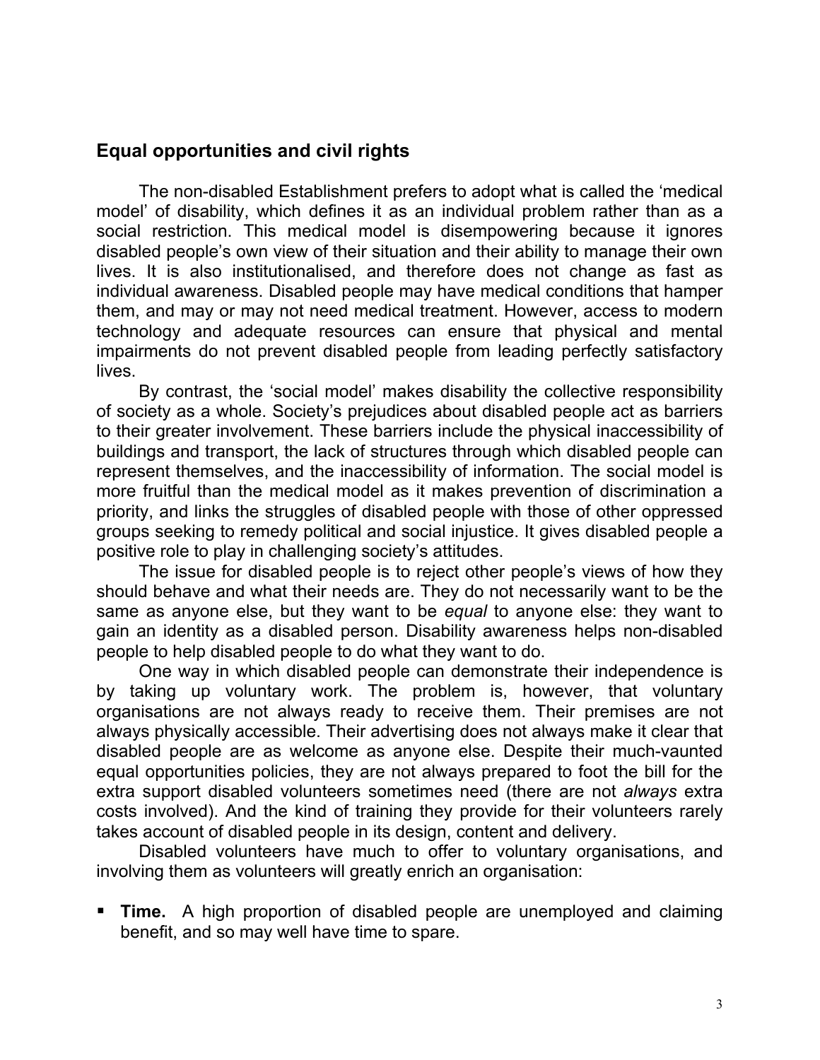## Equal opportunities and civil rights

The non-disabled Establishment prefers to adopt what is called the 'medical model' of disability, which defines it as an individual problem rather than as a social restriction. This medical model is disempowering because it ignores disabled people's own view of their situation and their ability to manage their own lives. It is also institutionalised, and therefore does not change as fast as individual awareness. Disabled people may have medical conditions that hamper them, and may or may not need medical treatment. However, access to modern technology and adequate resources can ensure that physical and mental impairments do not prevent disabled people from leading perfectly satisfactory lives.

By contrast, the 'social model' makes disability the collective responsibility of society as a whole. Society's prejudices about disabled people act as barriers to their greater involvement. These barriers include the physical inaccessibility of buildings and transport, the lack of structures through which disabled people can represent themselves, and the inaccessibility of information. The social model is more fruitful than the medical model as it makes prevention of discrimination a priority, and links the struggles of disabled people with those of other oppressed groups seeking to remedy political and social injustice. It gives disabled people a positive role to play in challenging society's attitudes.

The issue for disabled people is to reject other people's views of how they should behave and what their needs are. They do not necessarily want to be the same as anyone else, but they want to be *equal* to anyone else: they want to gain an identity as a disabled person. Disability awareness helps non-disabled people to help disabled people to do what they want to do.

One way in which disabled people can demonstrate their independence is by taking up voluntary work. The problem is, however, that voluntary organisations are not always ready to receive them. Their premises are not always physically accessible. Their advertising does not always make it clear that disabled people are as welcome as anyone else. Despite their much-vaunted equal opportunities policies, they are not always prepared to foot the bill for the extra support disabled volunteers sometimes need (there are not *always* extra costs involved). And the kind of training they provide for their volunteers rarely takes account of disabled people in its design, content and delivery.

Disabled volunteers have much to offer to voluntary organisations, and involving them as volunteers will greatly enrich an organisation:

- **Time.** A high proportion of disabled people are unemployed and claiming benefit, and so may well have time to spare.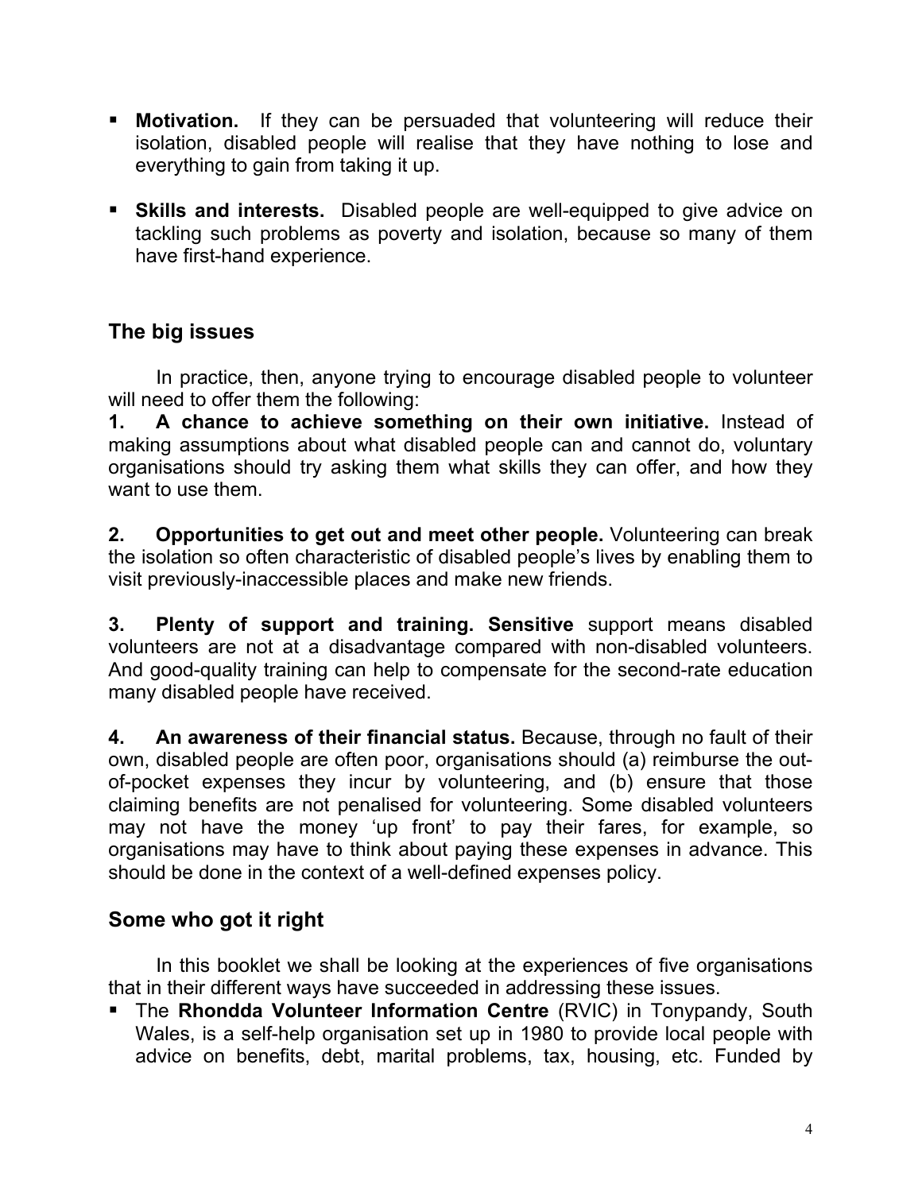- **Motivation.** If they can be persuaded that volunteering will reduce their isolation, disabled people will realise that they have nothing to lose and everything to gain from taking it up.

- **Skills and interests.** Disabled people are well-equipped to give advice on tackling such problems as poverty and isolation, because so many of them have first-hand experience.

## The big issues

In practice, then, anyone trying to encourage disabled people to volunteer will need to offer them the following:

**1. A chance to achieve something on their own initiative.** Instead of making assumptions about what disabled people can and cannot do, voluntary organisations should try asking them what skills they can offer, and how they want to use them.

**2. Opportunities to get out and meet other people.** Volunteering can break the isolation so often characteristic of disabled people's lives by enabling them to visit previously-inaccessible places and make new friends.

**3. Plenty of support and training. Sensitive** support means disabled volunteers are not at a disadvantage compared with non-disabled volunteers. And good-quality training can help to compensate for the second-rate education many disabled people have received.

**4. An awareness of their financial status.** Because, through no fault of their own, disabled people are often poor, organisations should (a) reimburse the out-of-pocket expenses they incur by volunteering, and (b) ensure that those claiming benefits are not penalised for volunteering. Some disabled volunteers may not have the money 'up front' to pay their fares, for example, so organisations may have to think about paying these expenses in advance. This should be done in the context of a well-defined expenses policy.

## Some who got it right

In this booklet we shall be looking at the experiences of five organisations that in their different ways have succeeded in addressing these issues.

- The **Rhondda Volunteer Information Centre** (RVIC) in Tonypandy, South Wales, is a self-help organisation set up in 1980 to provide local people with advice on benefits, debt, marital problems, tax, housing, etc. Funded by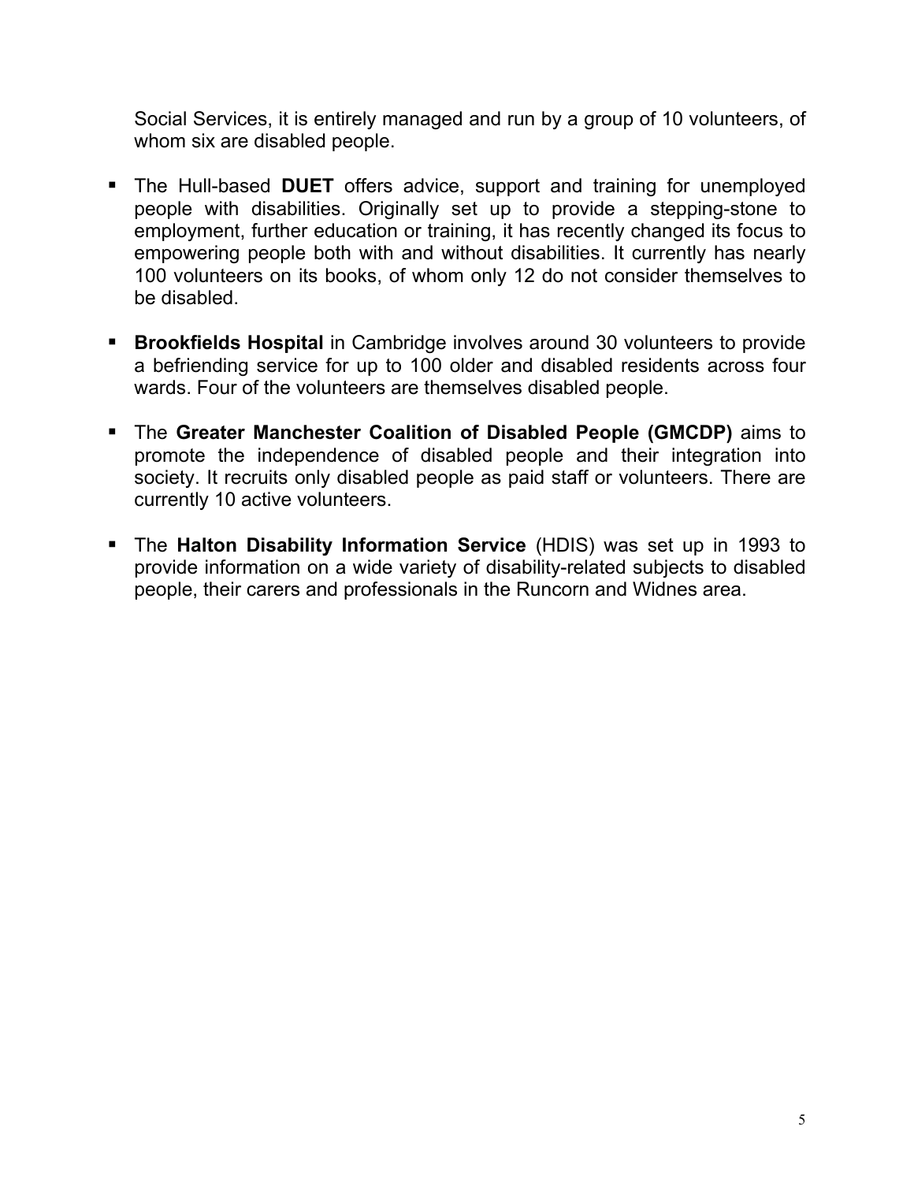Social Services, it is entirely managed and run by a group of 10 volunteers, of whom six are disabled people.

- The Hull-based **DUET** offers advice, support and training for unemployed people with disabilities. Originally set up to provide a stepping-stone to employment, further education or training, it has recently changed its focus to empowering people both with and without disabilities. It currently has nearly 100 volunteers on its books, of whom only 12 do not consider themselves to be disabled.

- **Brookfields Hospital** in Cambridge involves around 30 volunteers to provide a befriending service for up to 100 older and disabled residents across four wards. Four of the volunteers are themselves disabled people.

- The **Greater Manchester Coalition of Disabled People (GMCDP)** aims to promote the independence of disabled people and their integration into society. It recruits only disabled people as paid staff or volunteers. There are currently 10 active volunteers.

- The **Halton Disability Information Service** (HDIS) was set up in 1993 to provide information on a wide variety of disability-related subjects to disabled people, their carers and professionals in the Runcorn and Widnes area.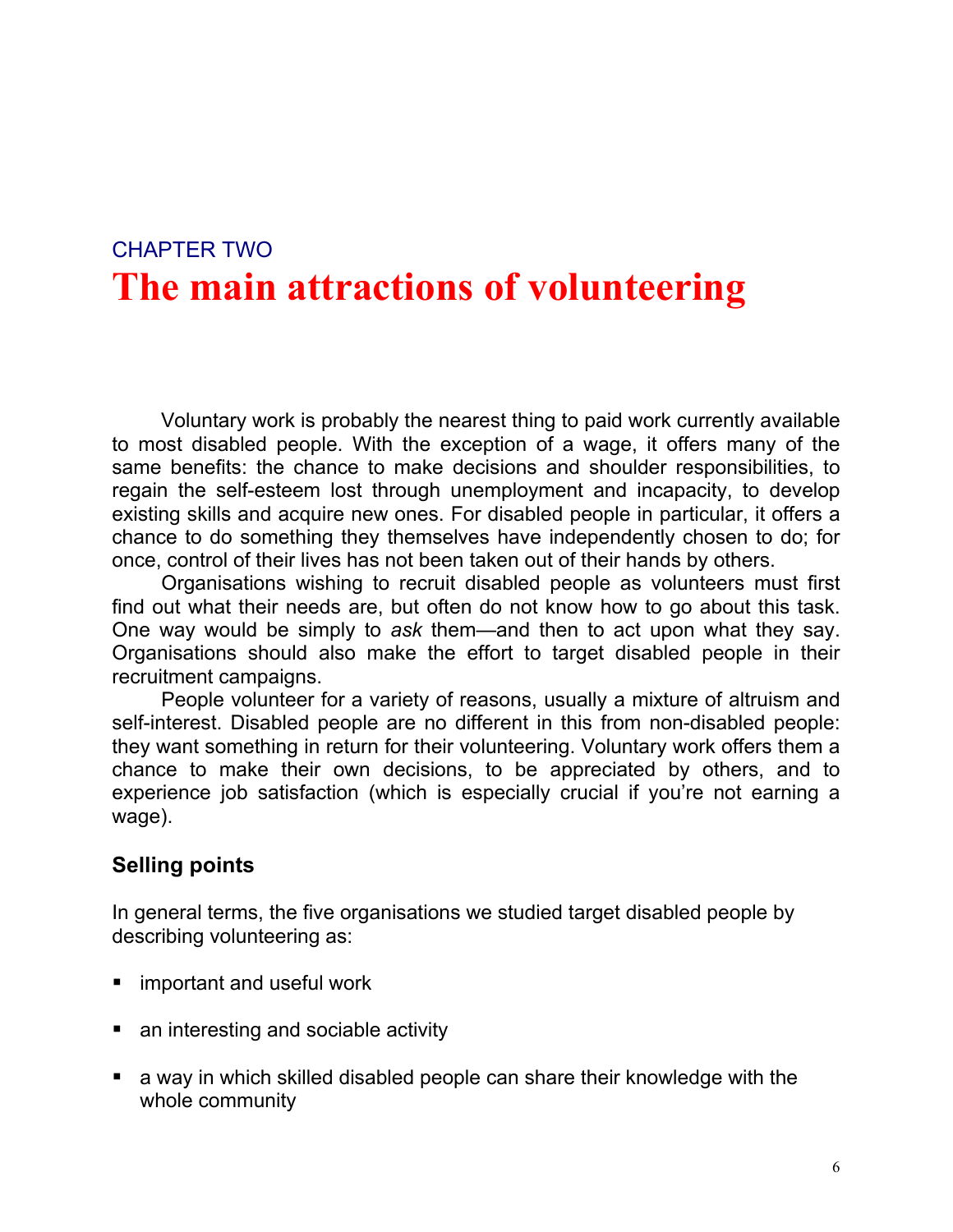CHAPTER TWO

# The main attractions of volunteering

Voluntary work is probably the nearest thing to paid work currently available to most disabled people. With the exception of a wage, it offers many of the same benefits: the chance to make decisions and shoulder responsibilities, to regain the self-esteem lost through unemployment and incapacity, to develop existing skills and acquire new ones. For disabled people in particular, it offers a chance to do something they themselves have independently chosen to do; for once, control of their lives has not been taken out of their hands by others.

Organisations wishing to recruit disabled people as volunteers must first find out what their needs are, but often do not know how to go about this task. One way would be simply to *ask* them—and then to act upon what they say. Organisations should also make the effort to target disabled people in their recruitment campaigns.

People volunteer for a variety of reasons, usually a mixture of altruism and self-interest. Disabled people are no different in this from non-disabled people: they want something in return for their volunteering. Voluntary work offers them a chance to make their own decisions, to be appreciated by others, and to experience job satisfaction (which is especially crucial if you're not earning a wage).

### Selling points

In general terms, the five organisations we studied target disabled people by describing volunteering as:

- important and useful work
- an interesting and sociable activity
- a way in which skilled disabled people can share their knowledge with the whole community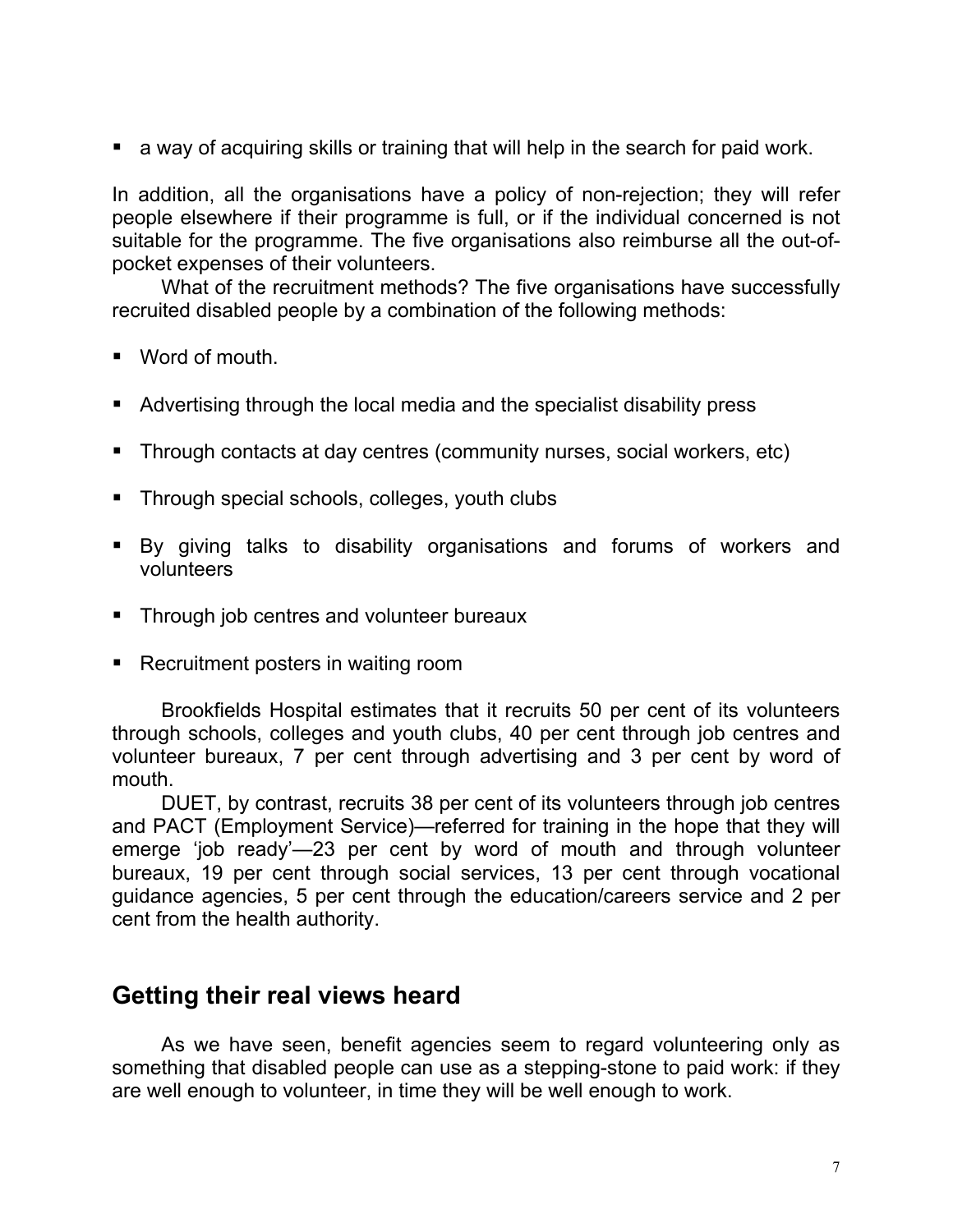- a way of acquiring skills or training that will help in the search for paid work.

In addition, all the organisations have a policy of non-rejection; they will refer people elsewhere if their programme is full, or if the individual concerned is not suitable for the programme. The five organisations also reimburse all the out-of-pocket expenses of their volunteers.

What of the recruitment methods? The five organisations have successfully recruited disabled people by a combination of the following methods:

- Word of mouth.
- Advertising through the local media and the specialist disability press
- Through contacts at day centres (community nurses, social workers, etc)
- Through special schools, colleges, youth clubs
- By giving talks to disability organisations and forums of workers and volunteers
- Through job centres and volunteer bureaux
- Recruitment posters in waiting room

Brookfields Hospital estimates that it recruits 50 per cent of its volunteers through schools, colleges and youth clubs, 40 per cent through job centres and volunteer bureaux, 7 per cent through advertising and 3 per cent by word of mouth.

DUET, by contrast, recruits 38 per cent of its volunteers through job centres and PACT (Employment Service)—referred for training in the hope that they will emerge 'job ready'—23 per cent by word of mouth and through volunteer bureaux, 19 per cent through social services, 13 per cent through vocational guidance agencies, 5 per cent through the education/careers service and 2 per cent from the health authority.

## Getting their real views heard

As we have seen, benefit agencies seem to regard volunteering only as something that disabled people can use as a stepping-stone to paid work: if they are well enough to volunteer, in time they will be well enough to work.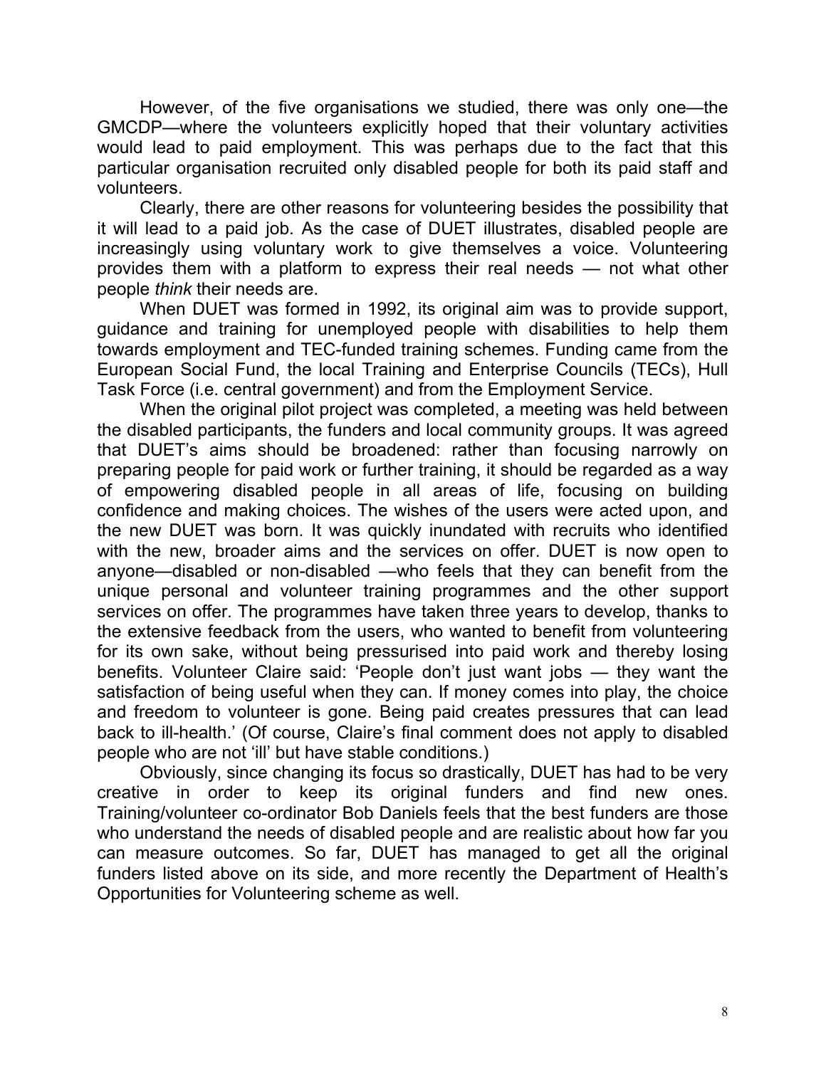However, of the five organisations we studied, there was only one—the GMCDP—where the volunteers explicitly hoped that their voluntary activities would lead to paid employment. This was perhaps due to the fact that this particular organisation recruited only disabled people for both its paid staff and volunteers.

Clearly, there are other reasons for volunteering besides the possibility that it will lead to a paid job. As the case of DUET illustrates, disabled people are increasingly using voluntary work to give themselves a voice. Volunteering provides them with a platform to express their real needs — not what other people *think* their needs are.

When DUET was formed in 1992, its original aim was to provide support, guidance and training for unemployed people with disabilities to help them towards employment and TEC-funded training schemes. Funding came from the European Social Fund, the local Training and Enterprise Councils (TECs), Hull Task Force (i.e. central government) and from the Employment Service.

When the original pilot project was completed, a meeting was held between the disabled participants, the funders and local community groups. It was agreed that DUET's aims should be broadened: rather than focusing narrowly on preparing people for paid work or further training, it should be regarded as a way of empowering disabled people in all areas of life, focusing on building confidence and making choices. The wishes of the users were acted upon, and the new DUET was born. It was quickly inundated with recruits who identified with the new, broader aims and the services on offer. DUET is now open to anyone—disabled or non-disabled —who feels that they can benefit from the unique personal and volunteer training programmes and the other support services on offer. The programmes have taken three years to develop, thanks to the extensive feedback from the users, who wanted to benefit from volunteering for its own sake, without being pressurised into paid work and thereby losing benefits. Volunteer Claire said: 'People don't just want jobs — they want the satisfaction of being useful when they can. If money comes into play, the choice and freedom to volunteer is gone. Being paid creates pressures that can lead back to ill-health.' (Of course, Claire's final comment does not apply to disabled people who are not 'ill' but have stable conditions.)

Obviously, since changing its focus so drastically, DUET has had to be very creative in order to keep its original funders and find new ones. Training/volunteer co-ordinator Bob Daniels feels that the best funders are those who understand the needs of disabled people and are realistic about how far you can measure outcomes. So far, DUET has managed to get all the original funders listed above on its side, and more recently the Department of Health's Opportunities for Volunteering scheme as well.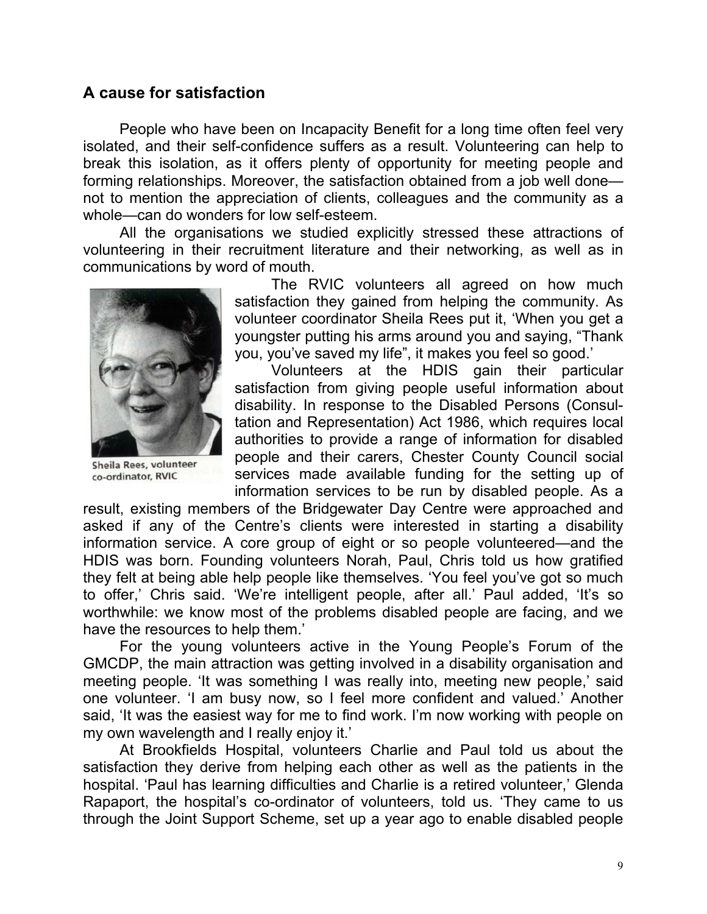## A cause for satisfaction

People who have been on Incapacity Benefit for a long time often feel very isolated, and their self-confidence suffers as a result. Volunteering can help to break this isolation, as it offers plenty of opportunity for meeting people and forming relationships. Moreover, the satisfaction obtained from a job well done—not to mention the appreciation of clients, colleagues and the community as a whole—can do wonders for low self-esteem.

All the organisations we studied explicitly stressed these attractions of volunteering in their recruitment literature and their networking, as well as in communications by word of mouth.

Sheila Rees, volunteer co-ordinator, RVIC

The RVIC volunteers all agreed on how much satisfaction they gained from helping the community. As volunteer coordinator Sheila Rees put it, 'When you get a youngster putting his arms around you and saying, "Thank you, you've saved my life", it makes you feel so good.'

Volunteers at the HDIS gain their particular satisfaction from giving people useful information about disability. In response to the Disabled Persons (Consultation and Representation) Act 1986, which requires local authorities to provide a range of information for disabled people and their carers, Chester County Council social services made available funding for the setting up of information services to be run by disabled people. As a result, existing members of the Bridgewater Day Centre were approached and asked if any of the Centre's clients were interested in starting a disability information service. A core group of eight or so people volunteered—and the HDIS was born. Founding volunteers Norah, Paul, Chris told us how gratified they felt at being able help people like themselves. 'You feel you've got so much to offer,' Chris said. 'We're intelligent people, after all.' Paul added, 'It's so worthwhile: we know most of the problems disabled people are facing, and we have the resources to help them.'

For the young volunteers active in the Young People's Forum of the GMCDP, the main attraction was getting involved in a disability organisation and meeting people. 'It was something I was really into, meeting new people,' said one volunteer. 'I am busy now, so I feel more confident and valued.' Another said, 'It was the easiest way for me to find work. I'm now working with people on my own wavelength and I really enjoy it.'

At Brookfields Hospital, volunteers Charlie and Paul told us about the satisfaction they derive from helping each other as well as the patients in the hospital. 'Paul has learning difficulties and Charlie is a retired volunteer,' Glenda Rapaport, the hospital's co-ordinator of volunteers, told us. 'They came to us through the Joint Support Scheme, set up a year ago to enable disabled people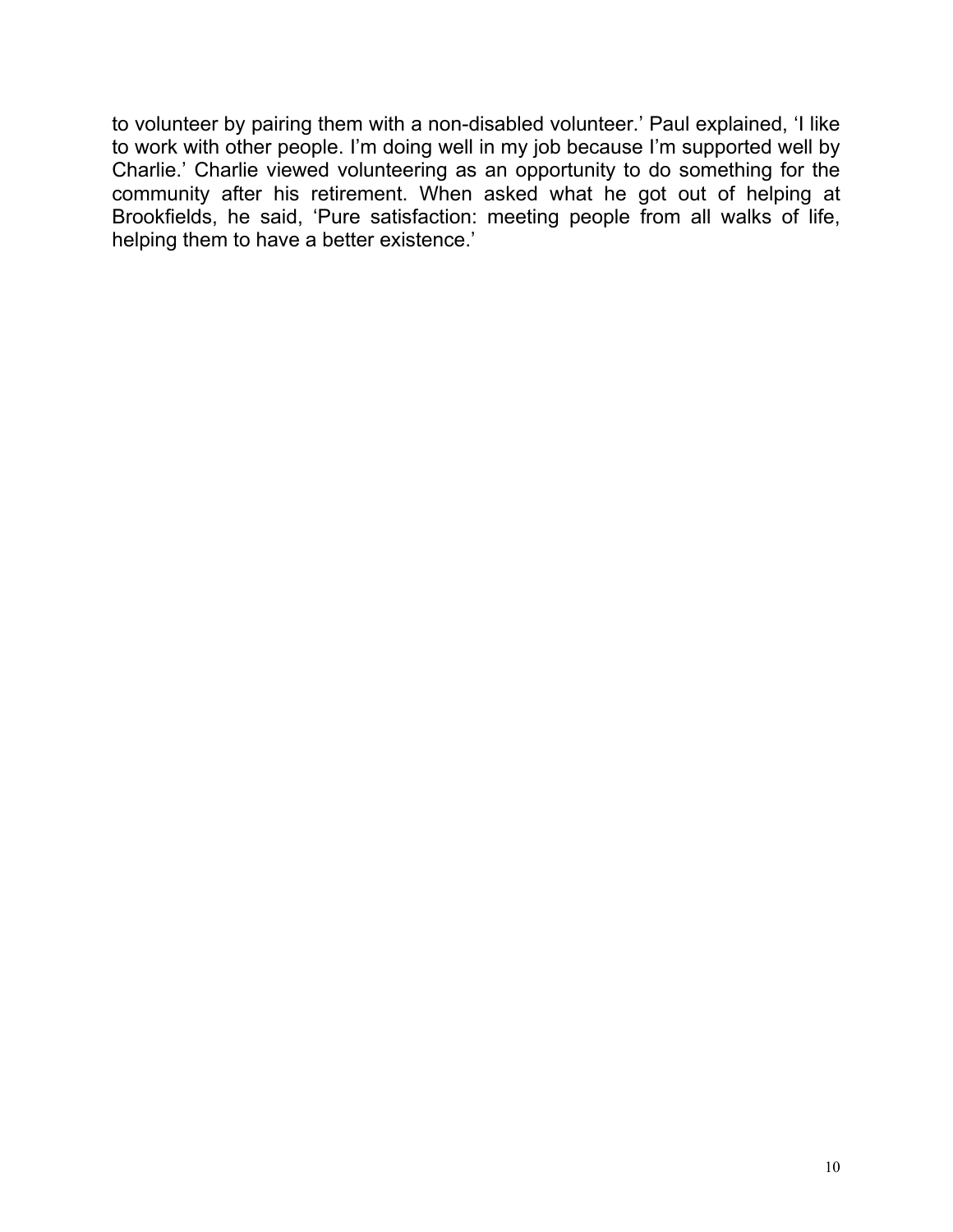to volunteer by pairing them with a non-disabled volunteer.' Paul explained, 'I like to work with other people. I'm doing well in my job because I'm supported well by Charlie.' Charlie viewed volunteering as an opportunity to do something for the community after his retirement. When asked what he got out of helping at Brookfields, he said, 'Pure satisfaction: meeting people from all walks of life, helping them to have a better existence.'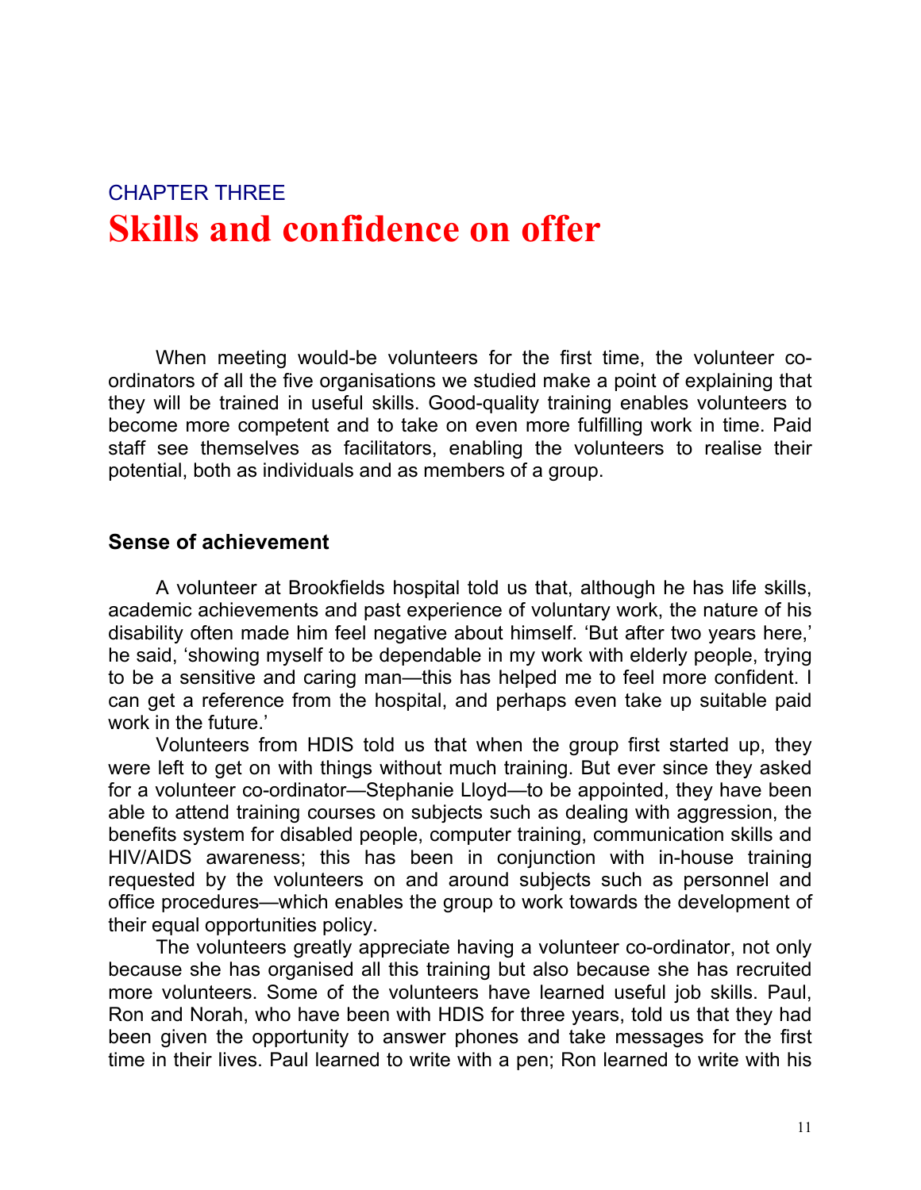CHAPTER THREE

# Skills and confidence on offer

When meeting would-be volunteers for the first time, the volunteer co-ordinators of all the five organisations we studied make a point of explaining that they will be trained in useful skills. Good-quality training enables volunteers to become more competent and to take on even more fulfilling work in time. Paid staff see themselves as facilitators, enabling the volunteers to realise their potential, both as individuals and as members of a group.

## Sense of achievement

A volunteer at Brookfields hospital told us that, although he has life skills, academic achievements and past experience of voluntary work, the nature of his disability often made him feel negative about himself. 'But after two years here,' he said, 'showing myself to be dependable in my work with elderly people, trying to be a sensitive and caring man—this has helped me to feel more confident. I can get a reference from the hospital, and perhaps even take up suitable paid work in the future.'

Volunteers from HDIS told us that when the group first started up, they were left to get on with things without much training. But ever since they asked for a volunteer co-ordinator—Stephanie Lloyd—to be appointed, they have been able to attend training courses on subjects such as dealing with aggression, the benefits system for disabled people, computer training, communication skills and HIV/AIDS awareness; this has been in conjunction with in-house training requested by the volunteers on and around subjects such as personnel and office procedures—which enables the group to work towards the development of their equal opportunities policy.

The volunteers greatly appreciate having a volunteer co-ordinator, not only because she has organised all this training but also because she has recruited more volunteers. Some of the volunteers have learned useful job skills. Paul, Ron and Norah, who have been with HDIS for three years, told us that they had been given the opportunity to answer phones and take messages for the first time in their lives. Paul learned to write with a pen; Ron learned to write with his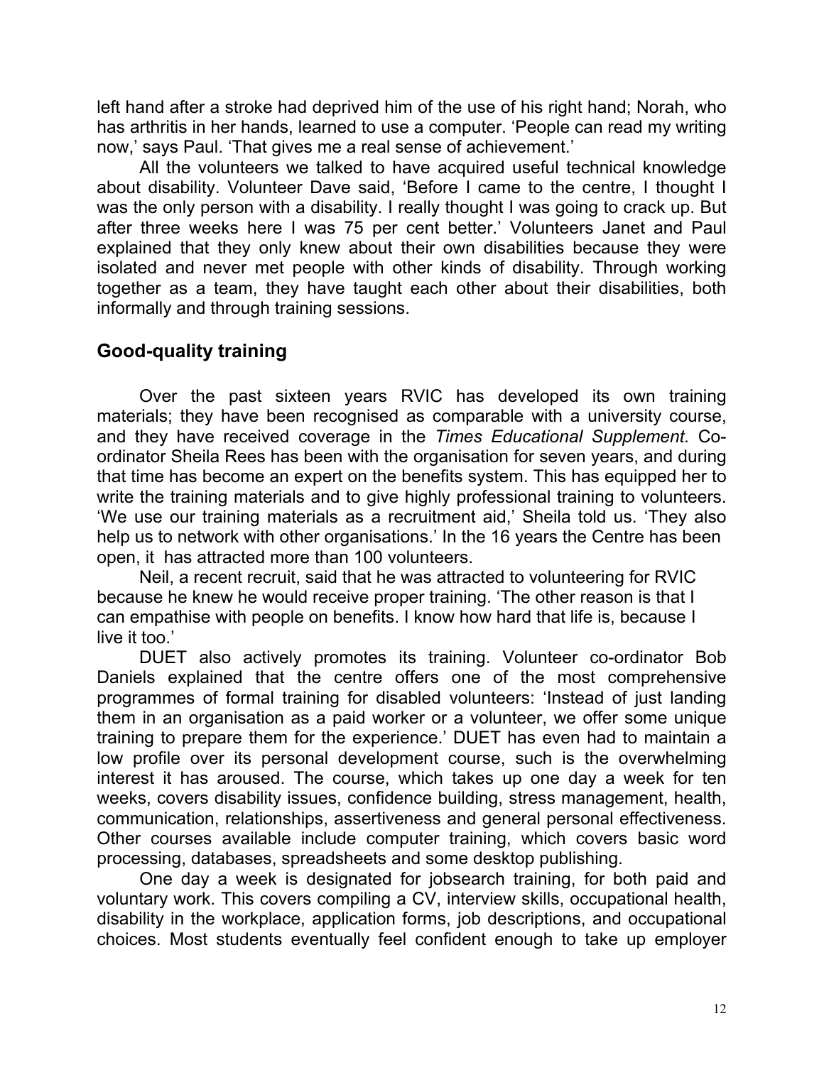left hand after a stroke had deprived him of the use of his right hand; Norah, who has arthritis in her hands, learned to use a computer. 'People can read my writing now,' says Paul. 'That gives me a real sense of achievement.'

All the volunteers we talked to have acquired useful technical knowledge about disability. Volunteer Dave said, 'Before I came to the centre, I thought I was the only person with a disability. I really thought I was going to crack up. But after three weeks here I was 75 per cent better.' Volunteers Janet and Paul explained that they only knew about their own disabilities because they were isolated and never met people with other kinds of disability. Through working together as a team, they have taught each other about their disabilities, both informally and through training sessions.

## Good-quality training

Over the past sixteen years RVIC has developed its own training materials; they have been recognised as comparable with a university course, and they have received coverage in the *Times Educational Supplement.* Co-ordinator Sheila Rees has been with the organisation for seven years, and during that time has become an expert on the benefits system. This has equipped her to write the training materials and to give highly professional training to volunteers. 'We use our training materials as a recruitment aid,' Sheila told us. 'They also help us to network with other organisations.' In the 16 years the Centre has been open, it has attracted more than 100 volunteers.

Neil, a recent recruit, said that he was attracted to volunteering for RVIC because he knew he would receive proper training. 'The other reason is that I can empathise with people on benefits. I know how hard that life is, because I live it too.'

DUET also actively promotes its training. Volunteer co-ordinator Bob Daniels explained that the centre offers one of the most comprehensive programmes of formal training for disabled volunteers: 'Instead of just landing them in an organisation as a paid worker or a volunteer, we offer some unique training to prepare them for the experience.' DUET has even had to maintain a low profile over its personal development course, such is the overwhelming interest it has aroused. The course, which takes up one day a week for ten weeks, covers disability issues, confidence building, stress management, health, communication, relationships, assertiveness and general personal effectiveness. Other courses available include computer training, which covers basic word processing, databases, spreadsheets and some desktop publishing.

One day a week is designated for jobsearch training, for both paid and voluntary work. This covers compiling a CV, interview skills, occupational health, disability in the workplace, application forms, job descriptions, and occupational choices. Most students eventually feel confident enough to take up employer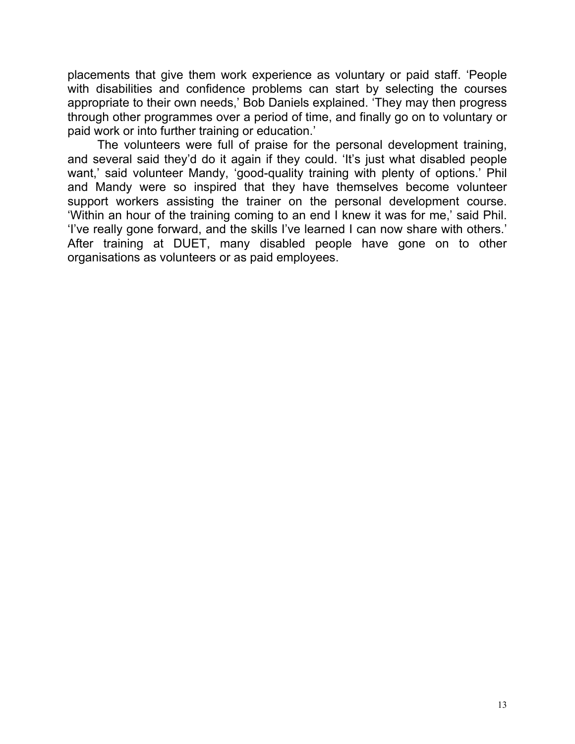placements that give them work experience as voluntary or paid staff. 'People with disabilities and confidence problems can start by selecting the courses appropriate to their own needs,' Bob Daniels explained. 'They may then progress through other programmes over a period of time, and finally go on to voluntary or paid work or into further training or education.'

The volunteers were full of praise for the personal development training, and several said they'd do it again if they could. 'It's just what disabled people want,' said volunteer Mandy, 'good-quality training with plenty of options.' Phil and Mandy were so inspired that they have themselves become volunteer support workers assisting the trainer on the personal development course. 'Within an hour of the training coming to an end I knew it was for me,' said Phil. 'I've really gone forward, and the skills I've learned I can now share with others.' After training at DUET, many disabled people have gone on to other organisations as volunteers or as paid employees.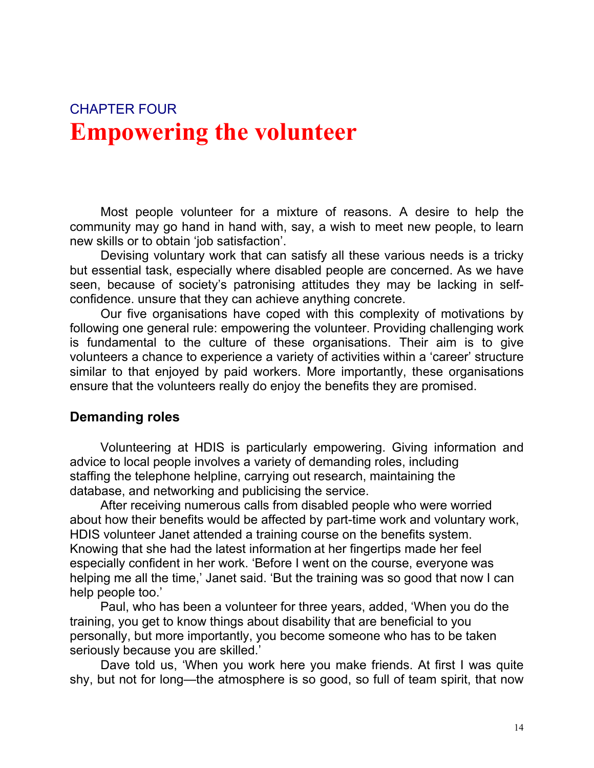CHAPTER FOUR

# Empowering the volunteer

Most people volunteer for a mixture of reasons. A desire to help the community may go hand in hand with, say, a wish to meet new people, to learn new skills or to obtain 'job satisfaction'.

Devising voluntary work that can satisfy all these various needs is a tricky but essential task, especially where disabled people are concerned. As we have seen, because of society's patronising attitudes they may be lacking in self-confidence. unsure that they can achieve anything concrete.

Our five organisations have coped with this complexity of motivations by following one general rule: empowering the volunteer. Providing challenging work is fundamental to the culture of these organisations. Their aim is to give volunteers a chance to experience a variety of activities within a 'career' structure similar to that enjoyed by paid workers. More importantly, these organisations ensure that the volunteers really do enjoy the benefits they are promised.

## Demanding roles

Volunteering at HDIS is particularly empowering. Giving information and advice to local people involves a variety of demanding roles, including staffing the telephone helpline, carrying out research, maintaining the database, and networking and publicising the service.

After receiving numerous calls from disabled people who were worried about how their benefits would be affected by part-time work and voluntary work, HDIS volunteer Janet attended a training course on the benefits system. Knowing that she had the latest information at her fingertips made her feel especially confident in her work. 'Before I went on the course, everyone was helping me all the time,' Janet said. 'But the training was so good that now I can help people too.'

Paul, who has been a volunteer for three years, added, 'When you do the training, you get to know things about disability that are beneficial to you personally, but more importantly, you become someone who has to be taken seriously because you are skilled.'

Dave told us, 'When you work here you make friends. At first I was quite shy, but not for long—the atmosphere is so good, so full of team spirit, that now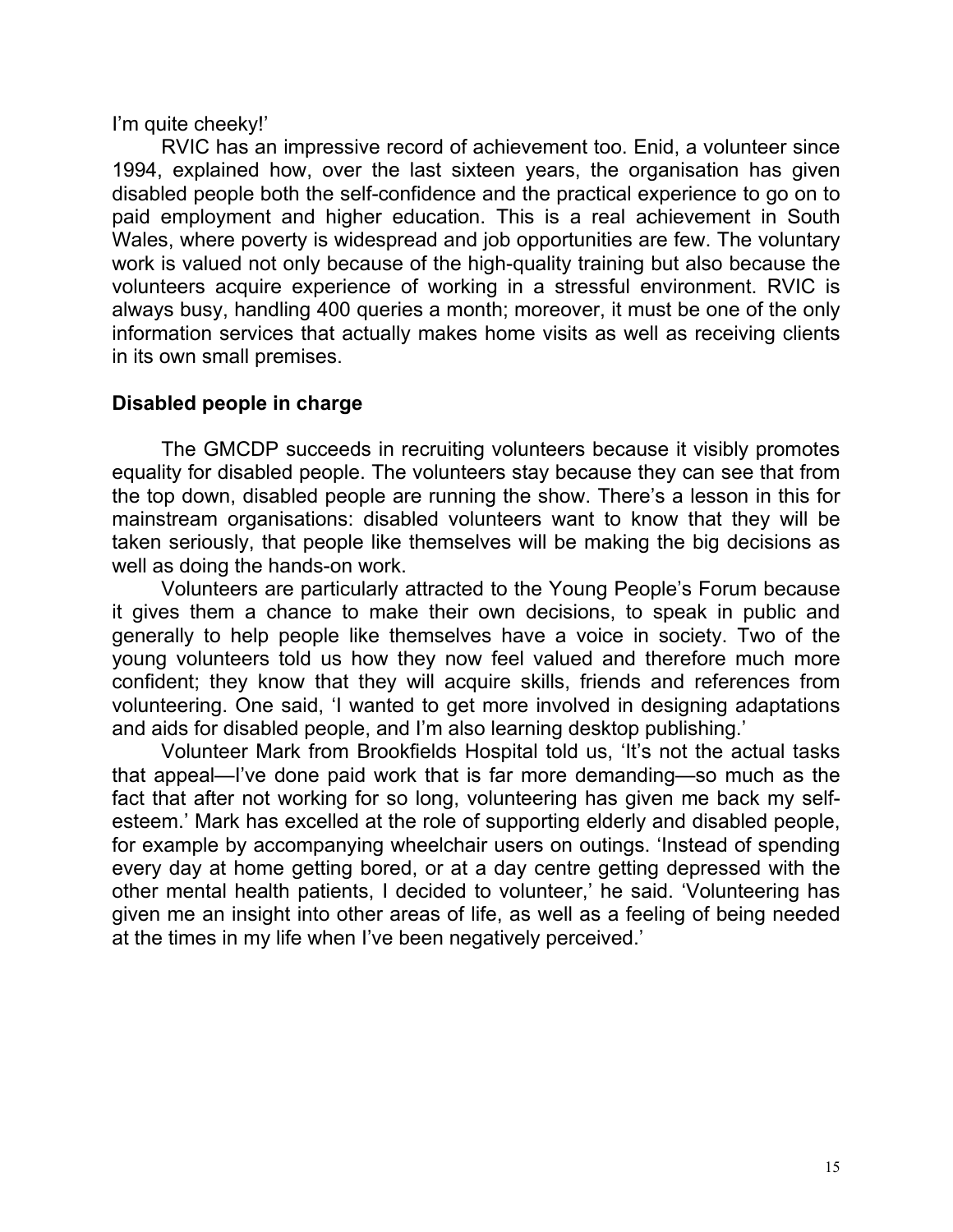I'm quite cheeky!'

RVIC has an impressive record of achievement too. Enid, a volunteer since 1994, explained how, over the last sixteen years, the organisation has given disabled people both the self-confidence and the practical experience to go on to paid employment and higher education. This is a real achievement in South Wales, where poverty is widespread and job opportunities are few. The voluntary work is valued not only because of the high-quality training but also because the volunteers acquire experience of working in a stressful environment. RVIC is always busy, handling 400 queries a month; moreover, it must be one of the only information services that actually makes home visits as well as receiving clients in its own small premises.

## Disabled people in charge

The GMCDP succeeds in recruiting volunteers because it visibly promotes equality for disabled people. The volunteers stay because they can see that from the top down, disabled people are running the show. There's a lesson in this for mainstream organisations: disabled volunteers want to know that they will be taken seriously, that people like themselves will be making the big decisions as well as doing the hands-on work.

Volunteers are particularly attracted to the Young People's Forum because it gives them a chance to make their own decisions, to speak in public and generally to help people like themselves have a voice in society. Two of the young volunteers told us how they now feel valued and therefore much more confident; they know that they will acquire skills, friends and references from volunteering. One said, 'I wanted to get more involved in designing adaptations and aids for disabled people, and I'm also learning desktop publishing.'

Volunteer Mark from Brookfields Hospital told us, 'It's not the actual tasks that appeal—I've done paid work that is far more demanding—so much as the fact that after not working for so long, volunteering has given me back my self-esteem.' Mark has excelled at the role of supporting elderly and disabled people, for example by accompanying wheelchair users on outings. 'Instead of spending every day at home getting bored, or at a day centre getting depressed with the other mental health patients, I decided to volunteer,' he said. 'Volunteering has given me an insight into other areas of life, as well as a feeling of being needed at the times in my life when I've been negatively perceived.'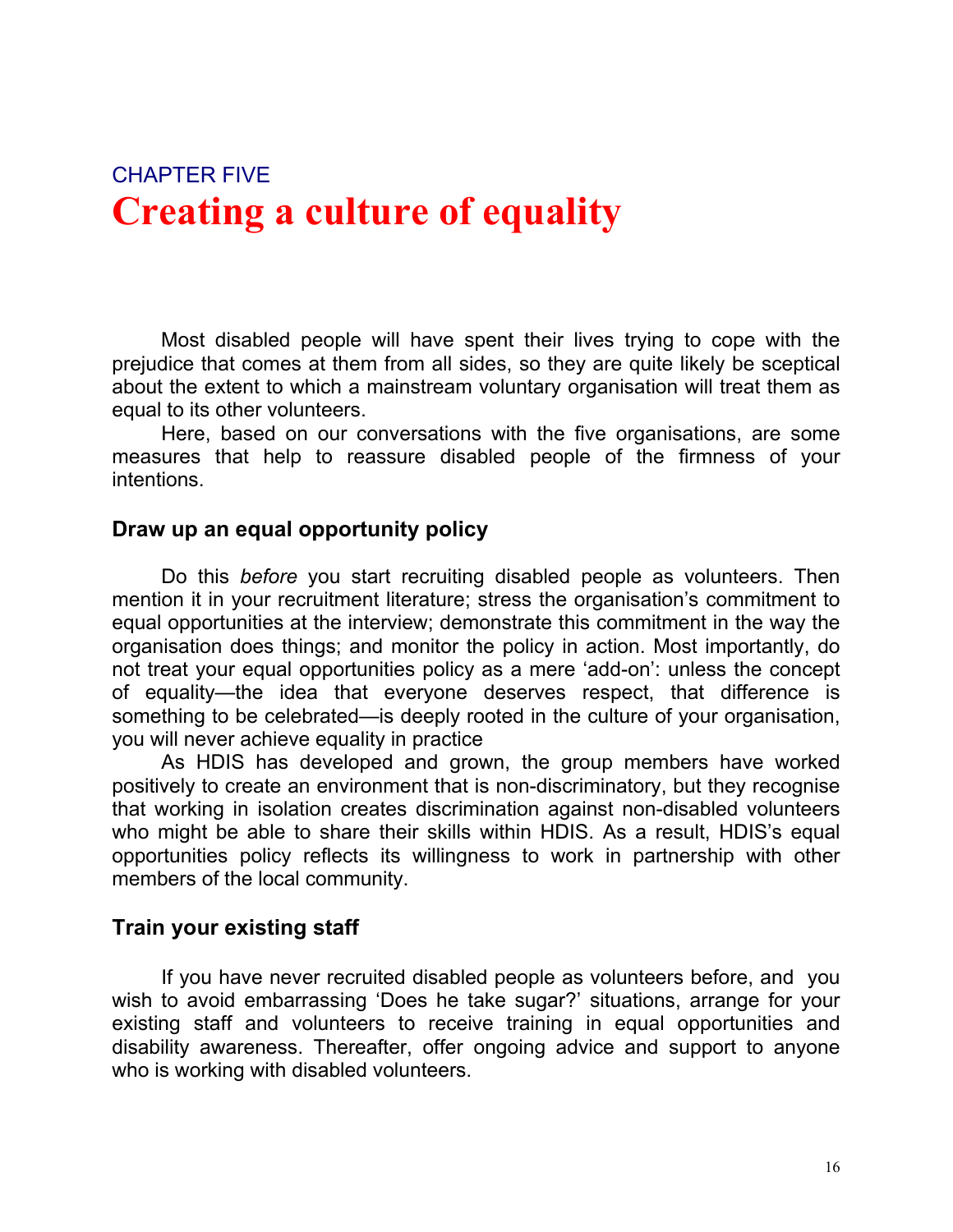CHAPTER FIVE

# Creating a culture of equality

Most disabled people will have spent their lives trying to cope with the prejudice that comes at them from all sides, so they are quite likely be sceptical about the extent to which a mainstream voluntary organisation will treat them as equal to its other volunteers.

Here, based on our conversations with the five organisations, are some measures that help to reassure disabled people of the firmness of your intentions.

### Draw up an equal opportunity policy

Do this *before* you start recruiting disabled people as volunteers. Then mention it in your recruitment literature; stress the organisation's commitment to equal opportunities at the interview; demonstrate this commitment in the way the organisation does things; and monitor the policy in action. Most importantly, do not treat your equal opportunities policy as a mere 'add-on': unless the concept of equality—the idea that everyone deserves respect, that difference is something to be celebrated—is deeply rooted in the culture of your organisation, you will never achieve equality in practice

As HDIS has developed and grown, the group members have worked positively to create an environment that is non-discriminatory, but they recognise that working in isolation creates discrimination against non-disabled volunteers who might be able to share their skills within HDIS. As a result, HDIS's equal opportunities policy reflects its willingness to work in partnership with other members of the local community.

### Train your existing staff

If you have never recruited disabled people as volunteers before, and you wish to avoid embarrassing 'Does he take sugar?' situations, arrange for your existing staff and volunteers to receive training in equal opportunities and disability awareness. Thereafter, offer ongoing advice and support to anyone who is working with disabled volunteers.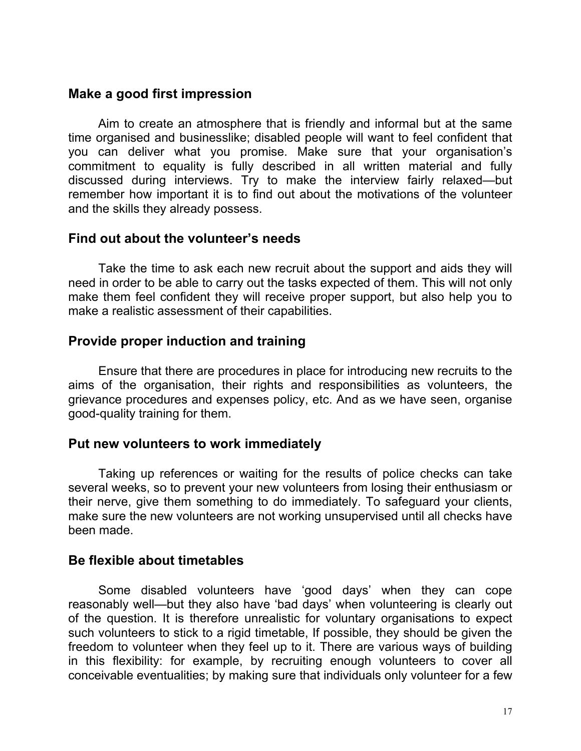## Make a good first impression

Aim to create an atmosphere that is friendly and informal but at the same time organised and businesslike; disabled people will want to feel confident that you can deliver what you promise. Make sure that your organisation's commitment to equality is fully described in all written material and fully discussed during interviews. Try to make the interview fairly relaxed—but remember how important it is to find out about the motivations of the volunteer and the skills they already possess.

## Find out about the volunteer's needs

Take the time to ask each new recruit about the support and aids they will need in order to be able to carry out the tasks expected of them. This will not only make them feel confident they will receive proper support, but also help you to make a realistic assessment of their capabilities.

## Provide proper induction and training

Ensure that there are procedures in place for introducing new recruits to the aims of the organisation, their rights and responsibilities as volunteers, the grievance procedures and expenses policy, etc. And as we have seen, organise good-quality training for them.

## Put new volunteers to work immediately

Taking up references or waiting for the results of police checks can take several weeks, so to prevent your new volunteers from losing their enthusiasm or their nerve, give them something to do immediately. To safeguard your clients, make sure the new volunteers are not working unsupervised until all checks have been made.

## Be flexible about timetables

Some disabled volunteers have 'good days' when they can cope reasonably well—but they also have 'bad days' when volunteering is clearly out of the question. It is therefore unrealistic for voluntary organisations to expect such volunteers to stick to a rigid timetable, If possible, they should be given the freedom to volunteer when they feel up to it. There are various ways of building in this flexibility: for example, by recruiting enough volunteers to cover all conceivable eventualities; by making sure that individuals only volunteer for a few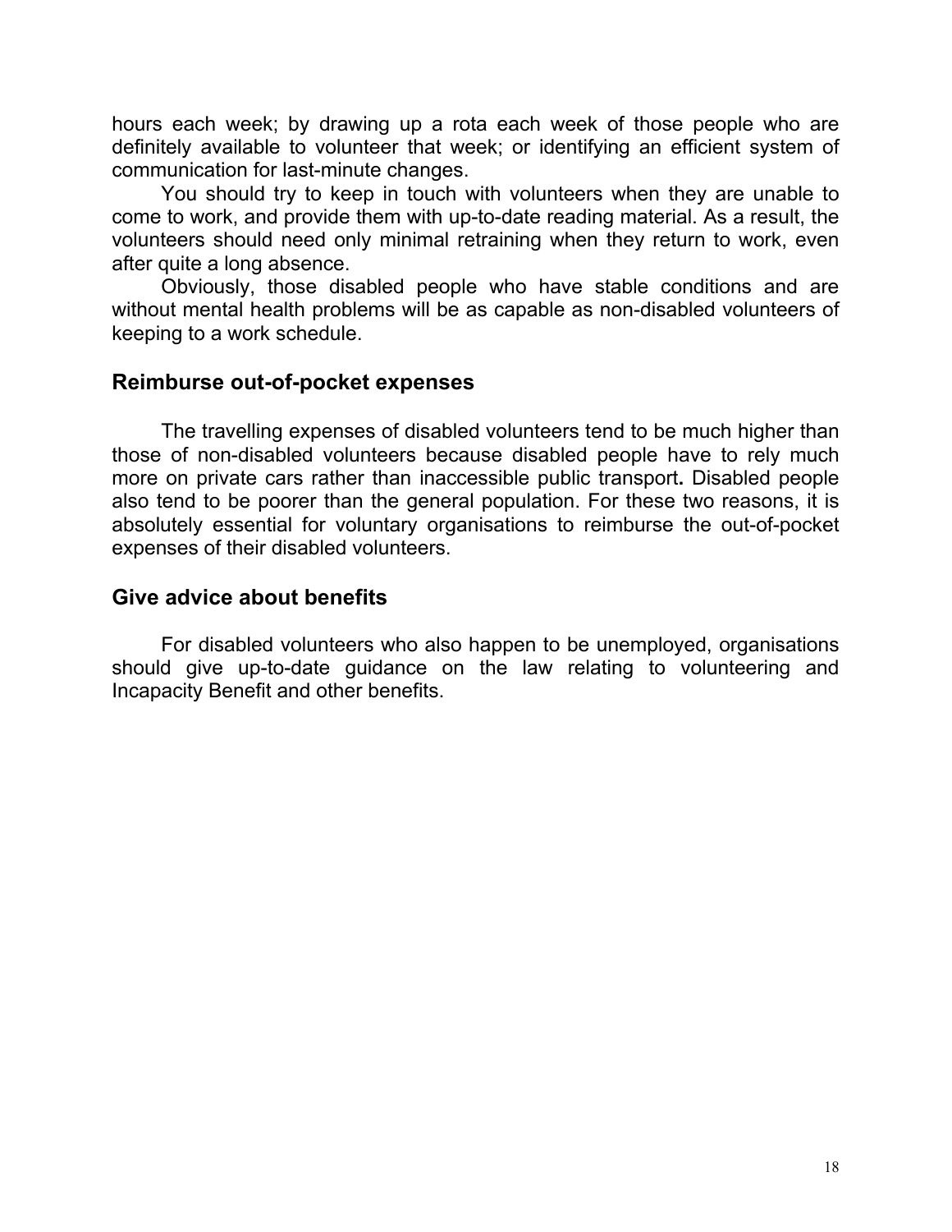hours each week; by drawing up a rota each week of those people who are definitely available to volunteer that week; or identifying an efficient system of communication for last-minute changes.

You should try to keep in touch with volunteers when they are unable to come to work, and provide them with up-to-date reading material. As a result, the volunteers should need only minimal retraining when they return to work, even after quite a long absence.

Obviously, those disabled people who have stable conditions and are without mental health problems will be as capable as non-disabled volunteers of keeping to a work schedule.

## Reimburse out-of-pocket expenses

The travelling expenses of disabled volunteers tend to be much higher than those of non-disabled volunteers because disabled people have to rely much more on private cars rather than inaccessible public transport**.** Disabled people also tend to be poorer than the general population. For these two reasons, it is absolutely essential for voluntary organisations to reimburse the out-of-pocket expenses of their disabled volunteers.

## Give advice about benefits

For disabled volunteers who also happen to be unemployed, organisations should give up-to-date guidance on the law relating to volunteering and Incapacity Benefit and other benefits.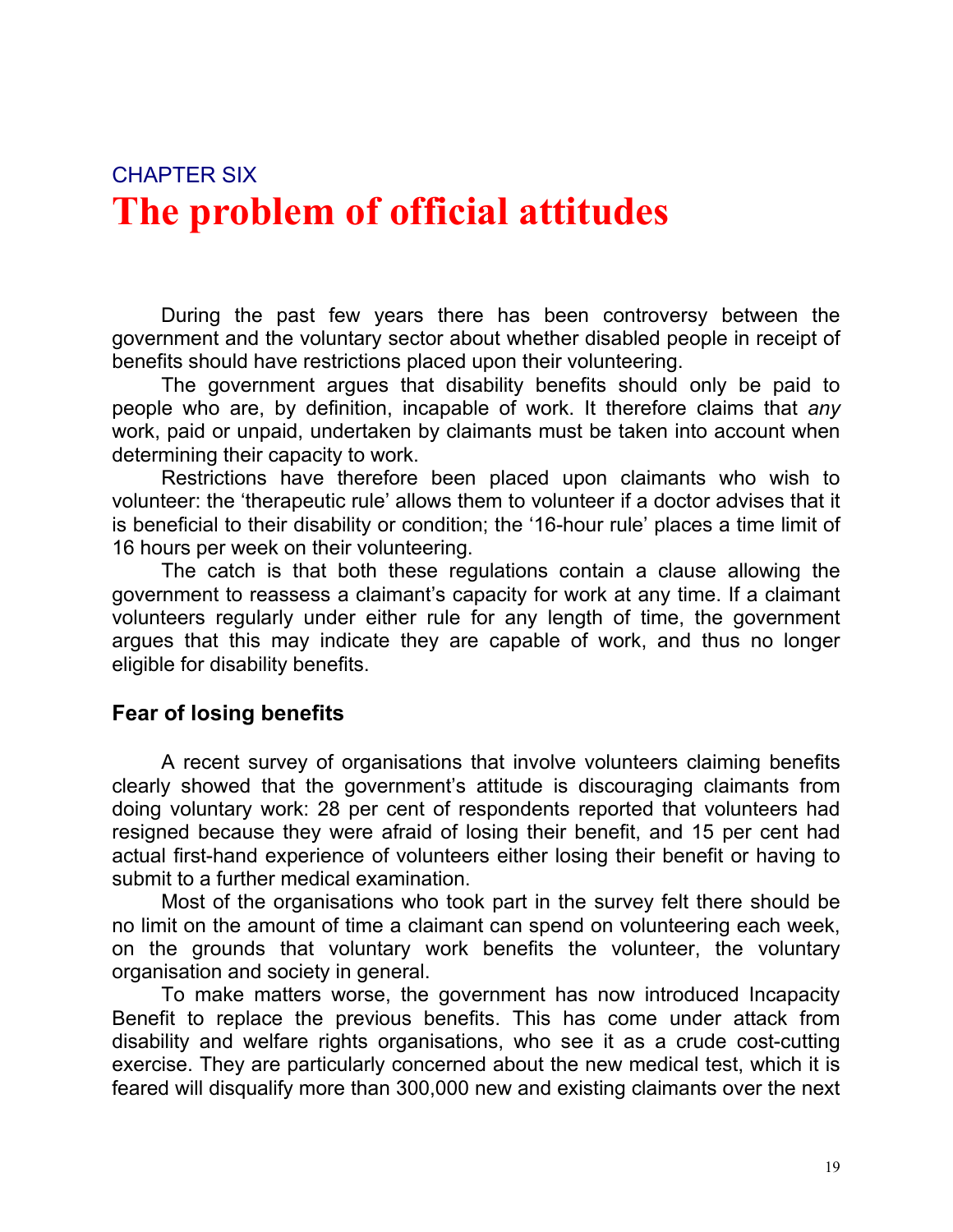CHAPTER SIX

# The problem of official attitudes

During the past few years there has been controversy between the government and the voluntary sector about whether disabled people in receipt of benefits should have restrictions placed upon their volunteering.

The government argues that disability benefits should only be paid to people who are, by definition, incapable of work. It therefore claims that *any* work, paid or unpaid, undertaken by claimants must be taken into account when determining their capacity to work.

Restrictions have therefore been placed upon claimants who wish to volunteer: the 'therapeutic rule' allows them to volunteer if a doctor advises that it is beneficial to their disability or condition; the '16-hour rule' places a time limit of 16 hours per week on their volunteering.

The catch is that both these regulations contain a clause allowing the government to reassess a claimant's capacity for work at any time. If a claimant volunteers regularly under either rule for any length of time, the government argues that this may indicate they are capable of work, and thus no longer eligible for disability benefits.

## Fear of losing benefits

A recent survey of organisations that involve volunteers claiming benefits clearly showed that the government's attitude is discouraging claimants from doing voluntary work: 28 per cent of respondents reported that volunteers had resigned because they were afraid of losing their benefit, and 15 per cent had actual first-hand experience of volunteers either losing their benefit or having to submit to a further medical examination.

Most of the organisations who took part in the survey felt there should be no limit on the amount of time a claimant can spend on volunteering each week, on the grounds that voluntary work benefits the volunteer, the voluntary organisation and society in general.

To make matters worse, the government has now introduced Incapacity Benefit to replace the previous benefits. This has come under attack from disability and welfare rights organisations, who see it as a crude cost-cutting exercise. They are particularly concerned about the new medical test, which it is feared will disqualify more than 300,000 new and existing claimants over the next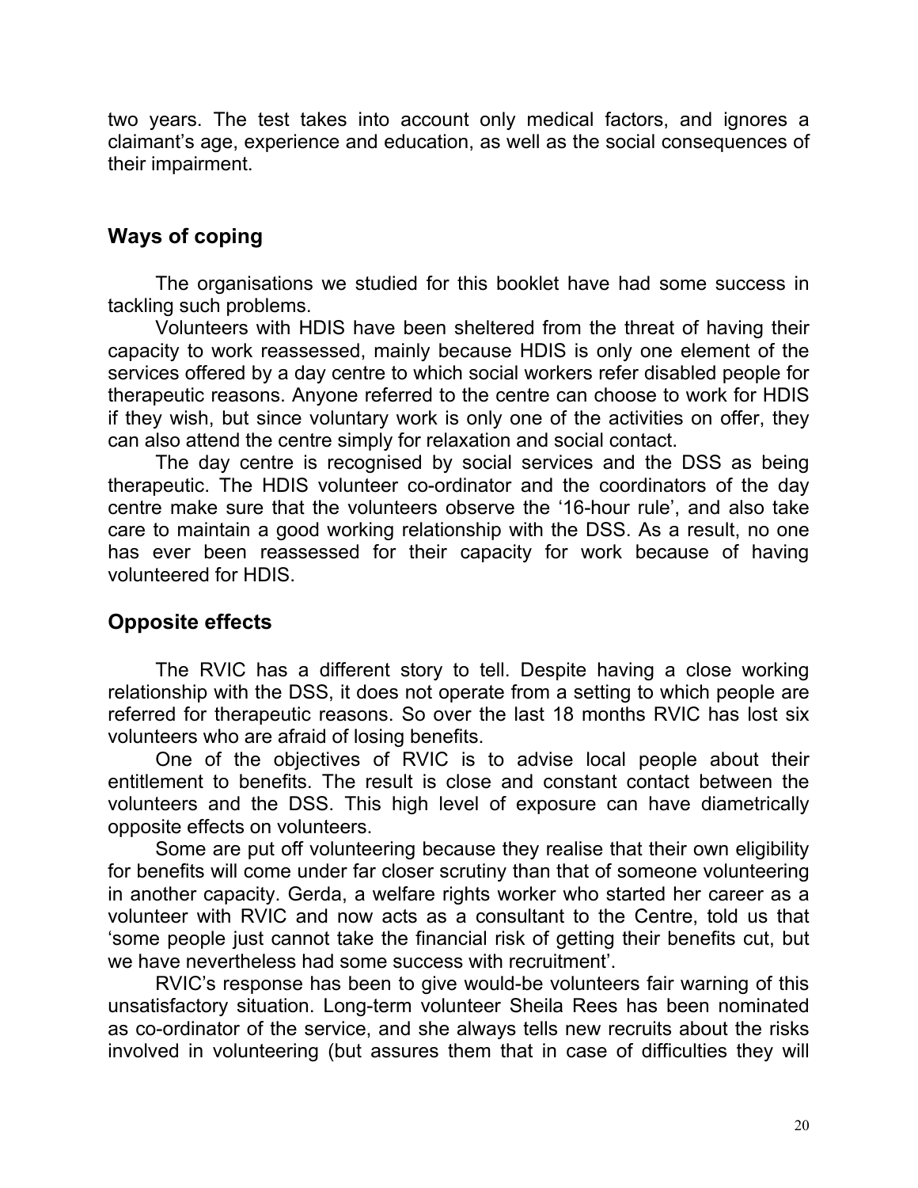two years. The test takes into account only medical factors, and ignores a claimant's age, experience and education, as well as the social consequences of their impairment.

## Ways of coping

The organisations we studied for this booklet have had some success in tackling such problems.

Volunteers with HDIS have been sheltered from the threat of having their capacity to work reassessed, mainly because HDIS is only one element of the services offered by a day centre to which social workers refer disabled people for therapeutic reasons. Anyone referred to the centre can choose to work for HDIS if they wish, but since voluntary work is only one of the activities on offer, they can also attend the centre simply for relaxation and social contact.

The day centre is recognised by social services and the DSS as being therapeutic. The HDIS volunteer co-ordinator and the coordinators of the day centre make sure that the volunteers observe the '16-hour rule', and also take care to maintain a good working relationship with the DSS. As a result, no one has ever been reassessed for their capacity for work because of having volunteered for HDIS.

## Opposite effects

The RVIC has a different story to tell. Despite having a close working relationship with the DSS, it does not operate from a setting to which people are referred for therapeutic reasons. So over the last 18 months RVIC has lost six volunteers who are afraid of losing benefits.

One of the objectives of RVIC is to advise local people about their entitlement to benefits. The result is close and constant contact between the volunteers and the DSS. This high level of exposure can have diametrically opposite effects on volunteers.

Some are put off volunteering because they realise that their own eligibility for benefits will come under far closer scrutiny than that of someone volunteering in another capacity. Gerda, a welfare rights worker who started her career as a volunteer with RVIC and now acts as a consultant to the Centre, told us that 'some people just cannot take the financial risk of getting their benefits cut, but we have nevertheless had some success with recruitment'.

RVIC's response has been to give would-be volunteers fair warning of this unsatisfactory situation. Long-term volunteer Sheila Rees has been nominated as co-ordinator of the service, and she always tells new recruits about the risks involved in volunteering (but assures them that in case of difficulties they will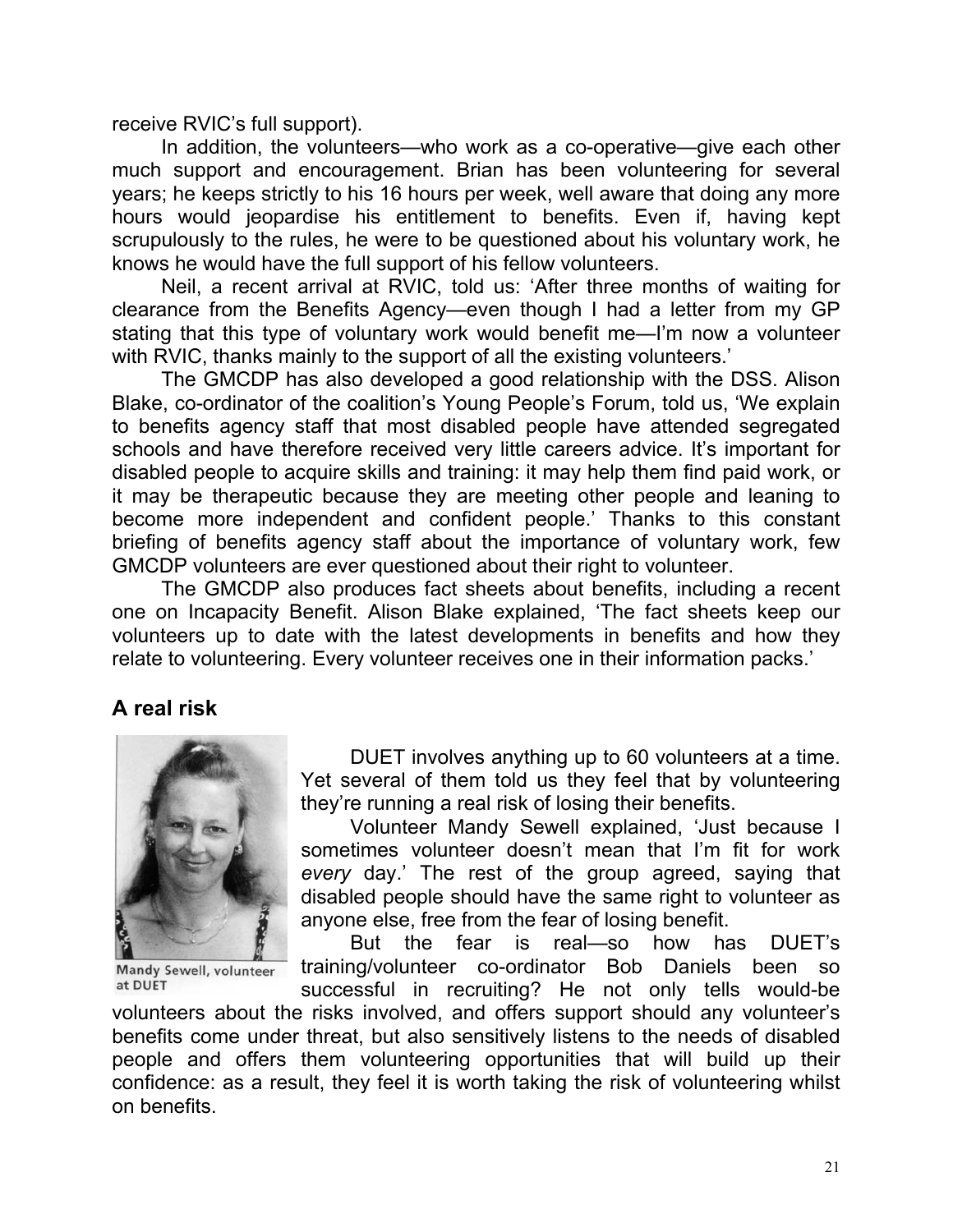receive RVIC's full support).

In addition, the volunteers—who work as a co-operative—give each other much support and encouragement. Brian has been volunteering for several years; he keeps strictly to his 16 hours per week, well aware that doing any more hours would jeopardise his entitlement to benefits. Even if, having kept scrupulously to the rules, he were to be questioned about his voluntary work, he knows he would have the full support of his fellow volunteers.

Neil, a recent arrival at RVIC, told us: 'After three months of waiting for clearance from the Benefits Agency—even though I had a letter from my GP stating that this type of voluntary work would benefit me—I'm now a volunteer with RVIC, thanks mainly to the support of all the existing volunteers.'

The GMCDP has also developed a good relationship with the DSS. Alison Blake, co-ordinator of the coalition's Young People's Forum, told us, 'We explain to benefits agency staff that most disabled people have attended segregated schools and have therefore received very little careers advice. It's important for disabled people to acquire skills and training: it may help them find paid work, or it may be therapeutic because they are meeting other people and leaning to become more independent and confident people.' Thanks to this constant briefing of benefits agency staff about the importance of voluntary work, few GMCDP volunteers are ever questioned about their right to volunteer.

The GMCDP also produces fact sheets about benefits, including a recent one on Incapacity Benefit. Alison Blake explained, 'The fact sheets keep our volunteers up to date with the latest developments in benefits and how they relate to volunteering. Every volunteer receives one in their information packs.'

## A real risk

Mandy Sewell, volunteer at DUET

DUET involves anything up to 60 volunteers at a time. Yet several of them told us they feel that by volunteering they're running a real risk of losing their benefits.

Volunteer Mandy Sewell explained, 'Just because I sometimes volunteer doesn't mean that I'm fit for work *every* day.' The rest of the group agreed, saying that disabled people should have the same right to volunteer as anyone else, free from the fear of losing benefit.

But the fear is real—so how has DUET's training/volunteer co-ordinator Bob Daniels been so successful in recruiting? He not only tells would-be volunteers about the risks involved, and offers support should any volunteer's benefits come under threat, but also sensitively listens to the needs of disabled people and offers them volunteering opportunities that will build up their confidence: as a result, they feel it is worth taking the risk of volunteering whilst on benefits.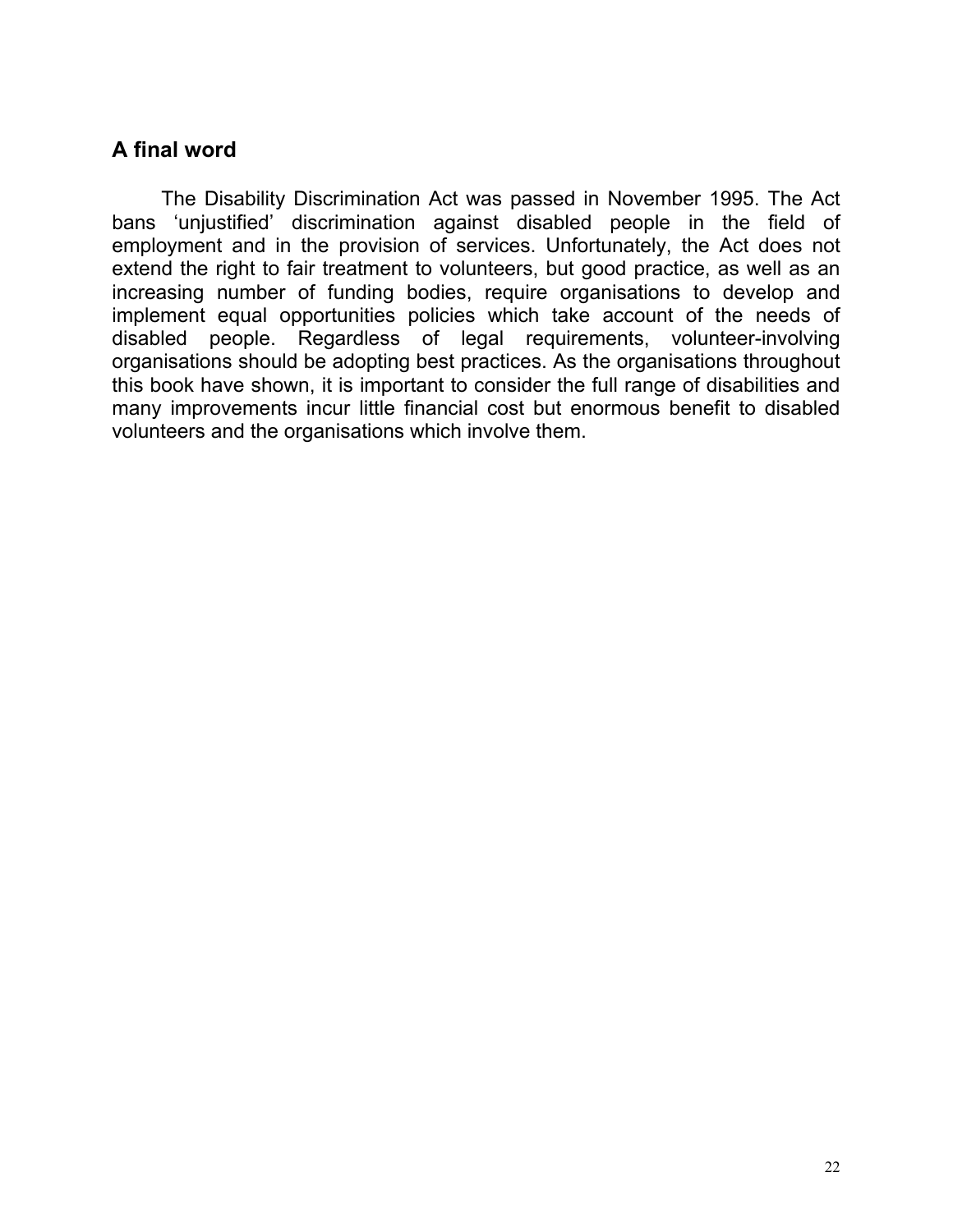## A final word

The Disability Discrimination Act was passed in November 1995. The Act bans ‘unjustified’ discrimination against disabled people in the field of employment and in the provision of services. Unfortunately, the Act does not extend the right to fair treatment to volunteers, but good practice, as well as an increasing number of funding bodies, require organisations to develop and implement equal opportunities policies which take account of the needs of disabled people. Regardless of legal requirements, volunteer-involving organisations should be adopting best practices. As the organisations throughout this book have shown, it is important to consider the full range of disabilities and many improvements incur little financial cost but enormous benefit to disabled volunteers and the organisations which involve them.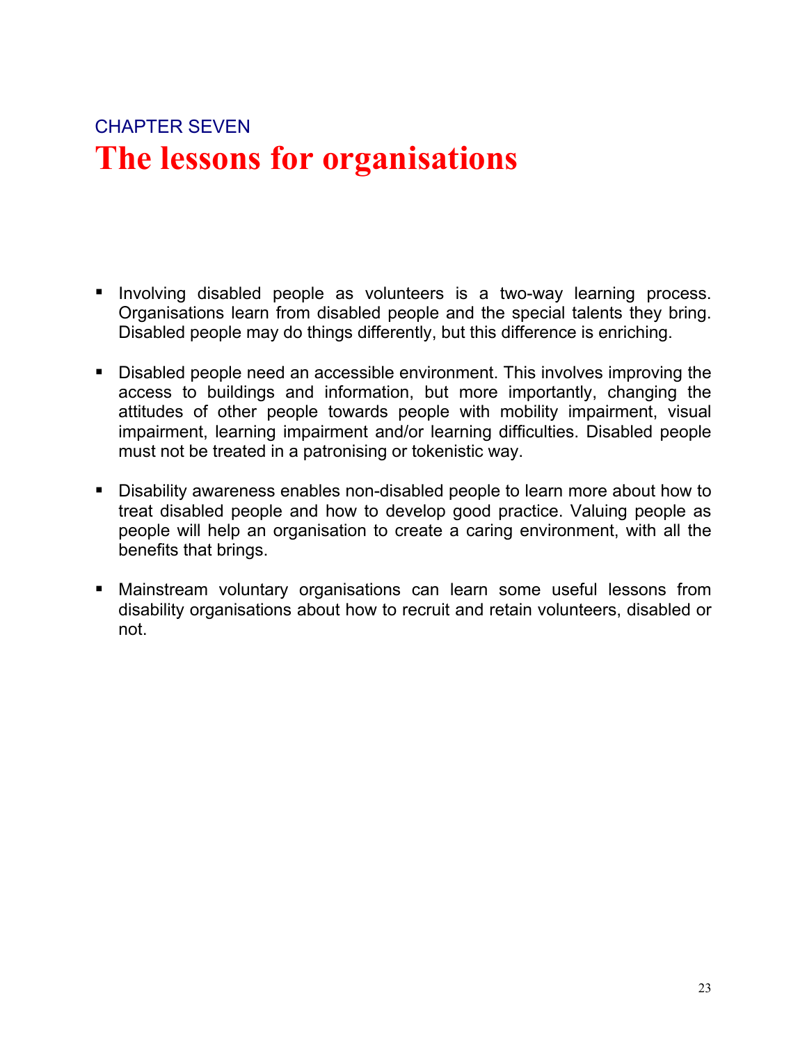CHAPTER SEVEN

# The lessons for organisations

- Involving disabled people as volunteers is a two-way learning process. Organisations learn from disabled people and the special talents they bring. Disabled people may do things differently, but this difference is enriching.

- Disabled people need an accessible environment. This involves improving the access to buildings and information, but more importantly, changing the attitudes of other people towards people with mobility impairment, visual impairment, learning impairment and/or learning difficulties. Disabled people must not be treated in a patronising or tokenistic way.

- Disability awareness enables non-disabled people to learn more about how to treat disabled people and how to develop good practice. Valuing people as people will help an organisation to create a caring environment, with all the benefits that brings.

- Mainstream voluntary organisations can learn some useful lessons from disability organisations about how to recruit and retain volunteers, disabled or not.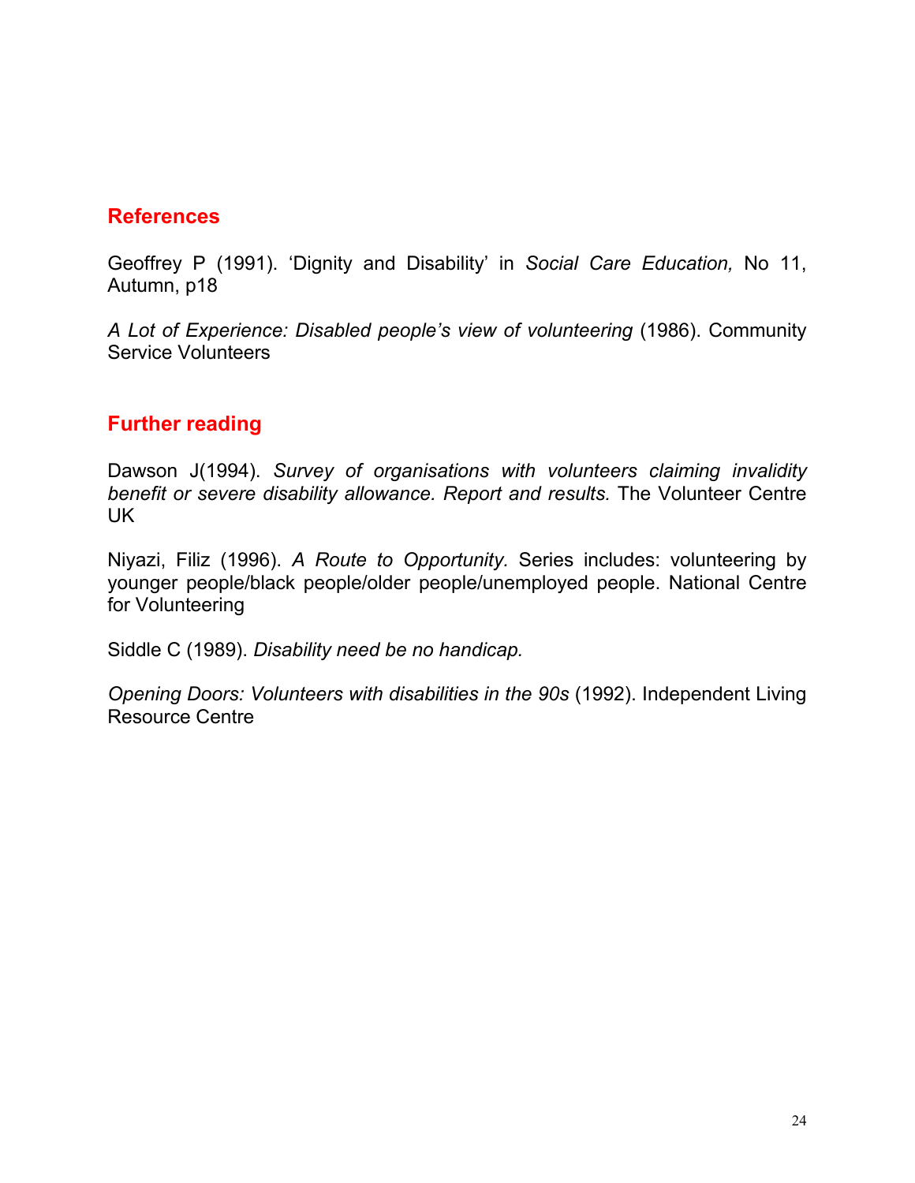## References

Geoffrey P (1991). 'Dignity and Disability' in *Social Care Education,* No 11, Autumn, p18

*A Lot of Experience: Disabled people's view of volunteering* (1986). Community Service Volunteers

## Further reading

Dawson J(1994). *Survey of organisations with volunteers claiming invalidity benefit or severe disability allowance. Report and results.* The Volunteer Centre UK

Niyazi, Filiz (1996). *A Route to Opportunity.* Series includes: volunteering by younger people/black people/older people/unemployed people. National Centre for Volunteering

Siddle C (1989). *Disability need be no handicap.*

*Opening Doors: Volunteers with disabilities in the 90s* (1992). Independent Living Resource Centre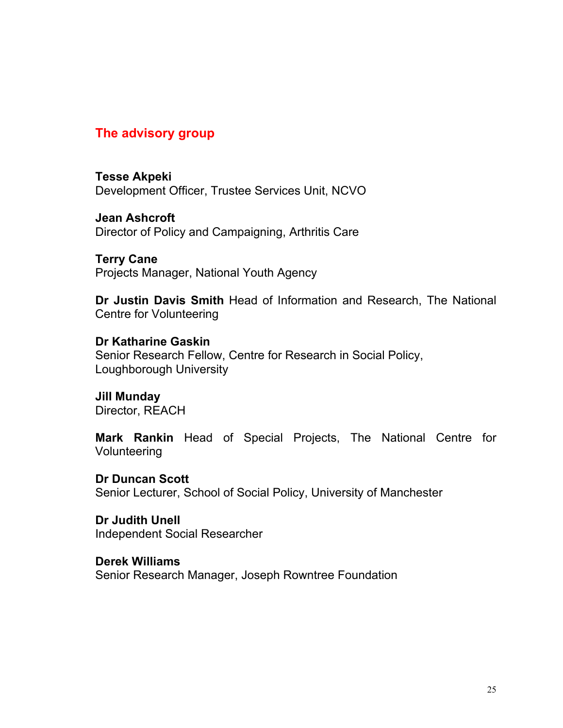## The advisory group

**Tesse Akpeki**
Development Officer, Trustee Services Unit, NCVO

**Jean Ashcroft**
Director of Policy and Campaigning, Arthritis Care

**Terry Cane**
Projects Manager, National Youth Agency

**Dr Justin Davis Smith** Head of Information and Research, The National Centre for Volunteering

**Dr Katharine Gaskin**
Senior Research Fellow, Centre for Research in Social Policy, Loughborough University

**Jill Munday**
Director, REACH

**Mark Rankin** Head of Special Projects, The National Centre for Volunteering

**Dr Duncan Scott**
Senior Lecturer, School of Social Policy, University of Manchester

**Dr Judith Unell**
Independent Social Researcher

**Derek Williams**
Senior Research Manager, Joseph Rowntree Foundation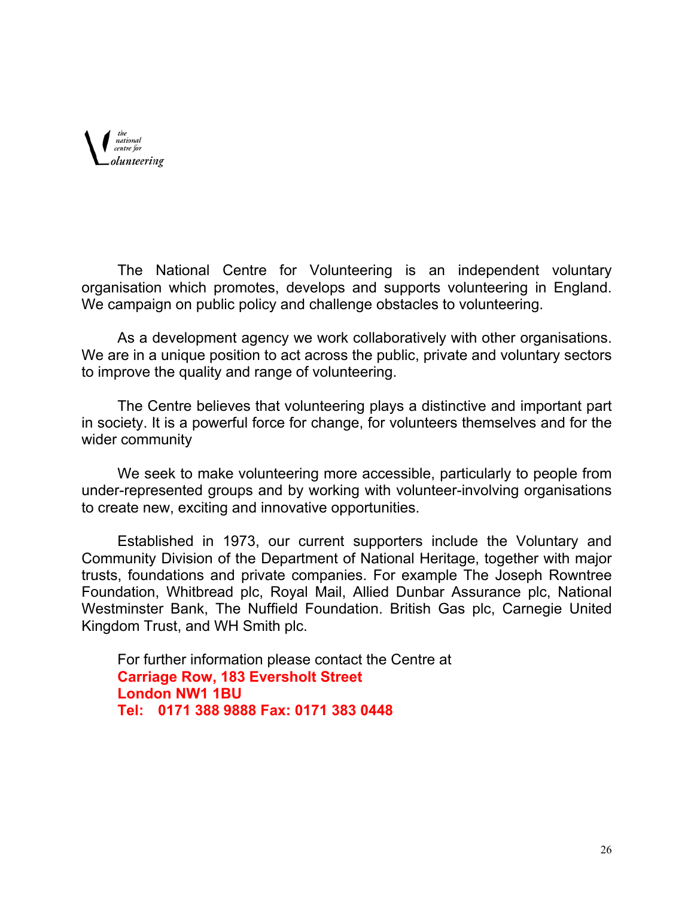*the national centre for volunteering*

The National Centre for Volunteering is an independent voluntary organisation which promotes, develops and supports volunteering in England. We campaign on public policy and challenge obstacles to volunteering.

As a development agency we work collaboratively with other organisations. We are in a unique position to act across the public, private and voluntary sectors to improve the quality and range of volunteering.

The Centre believes that volunteering plays a distinctive and important part in society. It is a powerful force for change, for volunteers themselves and for the wider community

We seek to make volunteering more accessible, particularly to people from under-represented groups and by working with volunteer-involving organisations to create new, exciting and innovative opportunities.

Established in 1973, our current supporters include the Voluntary and Community Division of the Department of National Heritage, together with major trusts, foundations and private companies. For example The Joseph Rowntree Foundation, Whitbread plc, Royal Mail, Allied Dunbar Assurance plc, National Westminster Bank, The Nuffield Foundation. British Gas plc, Carnegie United Kingdom Trust, and WH Smith plc.

For further information please contact the Centre at
**Carriage Row, 183 Eversholt Street**
**London NW1 1BU**
**Tel: 0171 388 9888 Fax: 0171 383 0448**